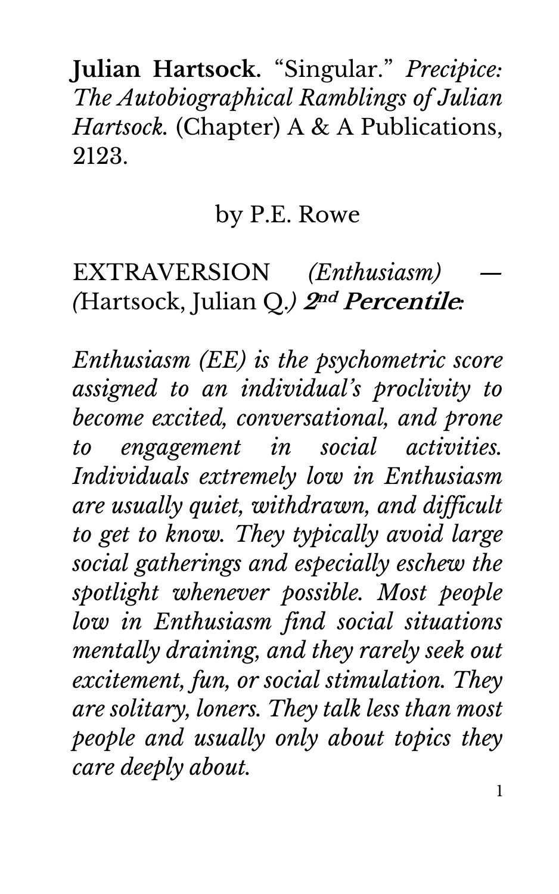**Julian Hartsock.** "Singular." *Precipice: The Autobiographical Ramblings of Julian Hartsock.* (Chapter) A & A Publications, 2123.

by P.E. Rowe

EXTRAVERSION *(Enthusiasm)* — *(*Hartsock, Julian Q.*)* ***2nd Percentile****:*

*Enthusiasm (EE) is the psychometric score assigned to an individual's proclivity to become excited, conversational, and prone to engagement in social activities. Individuals extremely low in Enthusiasm are usually quiet, withdrawn, and difficult to get to know. They typically avoid large social gatherings and especially eschew the spotlight whenever possible. Most people low in Enthusiasm find social situations mentally draining, and they rarely seek out excitement, fun, or social stimulation. They are solitary, loners. They talk less than most people and usually only about topics they care deeply about.*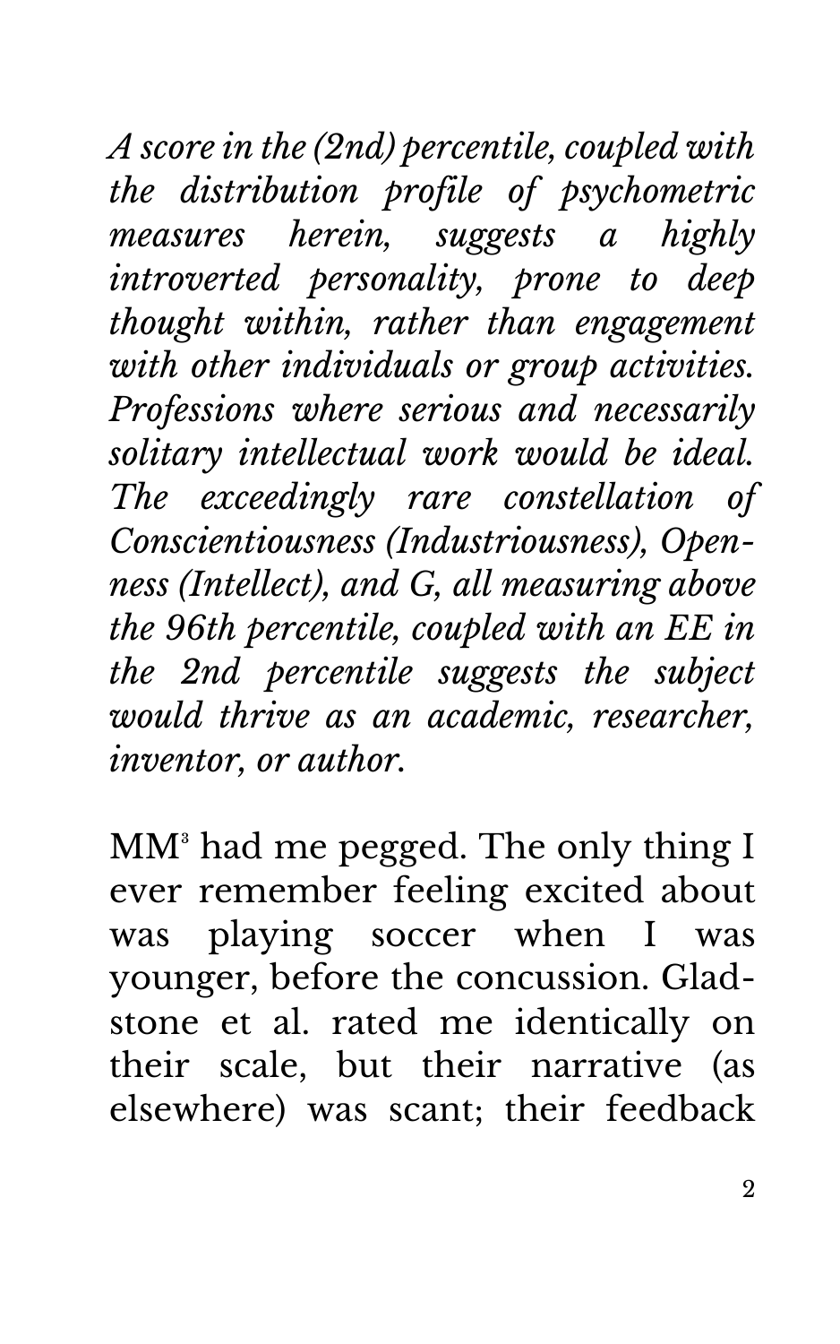*A score in the (2nd) percentile, coupled with the distribution profile of psychometric measures herein, suggests a highly introverted personality, prone to deep thought within, rather than engagement with other individuals or group activities. Professions where serious and necessarily solitary intellectual work would be ideal. The exceedingly rare constellation of Conscientiousness (Industriousness), Openness (Intellect), and G, all measuring above the 96th percentile, coupled with an EE in the 2nd percentile suggests the subject would thrive as an academic, researcher, inventor, or author.*

MM[3] had me pegged. The only thing I ever remember feeling excited about was playing soccer when I was younger, before the concussion. Gladstone et al. rated me identically on their scale, but their narrative (as elsewhere) was scant; their feedback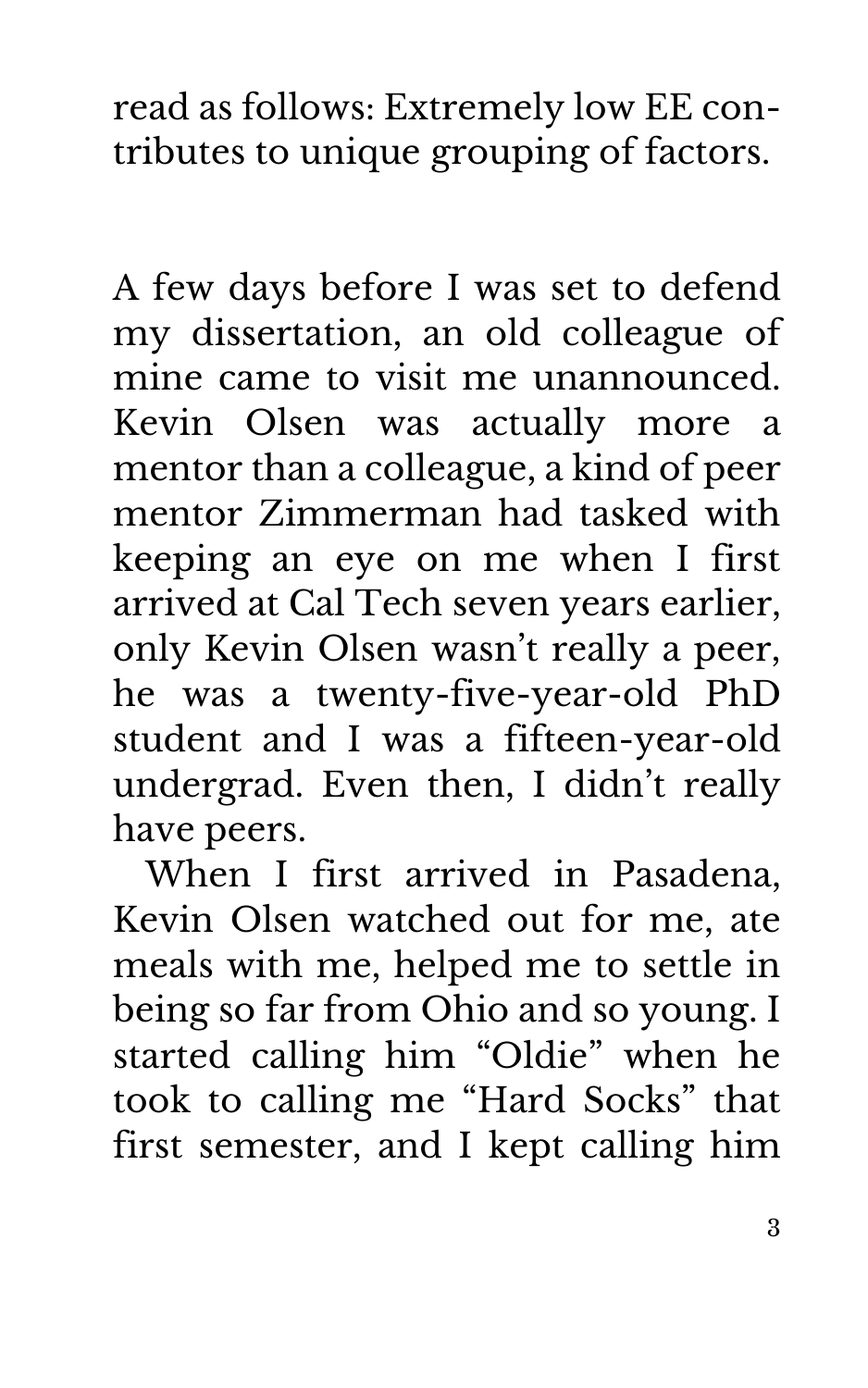read as follows: Extremely low EE contributes to unique grouping of factors.

A few days before I was set to defend my dissertation, an old colleague of mine came to visit me unannounced. Kevin Olsen was actually more a mentor than a colleague, a kind of peer mentor Zimmerman had tasked with keeping an eye on me when I first arrived at Cal Tech seven years earlier, only Kevin Olsen wasn't really a peer, he was a twenty-five-year-old PhD student and I was a fifteen-year-old undergrad. Even then, I didn't really have peers.

When I first arrived in Pasadena, Kevin Olsen watched out for me, ate meals with me, helped me to settle in being so far from Ohio and so young. I started calling him "Oldie" when he took to calling me "Hard Socks" that first semester, and I kept calling him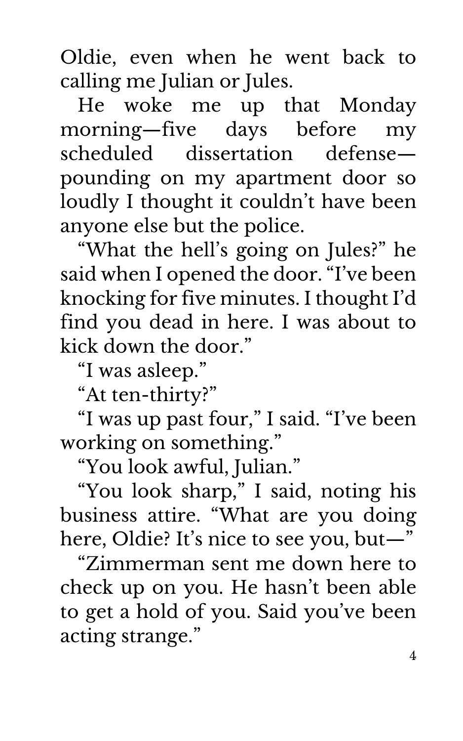Oldie, even when he went back to calling me Julian or Jules.

He woke me up that Monday morning—five days before my scheduled dissertation defense—pounding on my apartment door so loudly I thought it couldn't have been anyone else but the police.

"What the hell's going on Jules?" he said when I opened the door. "I've been knocking for five minutes. I thought I'd find you dead in here. I was about to kick down the door."

"I was asleep."

"At ten-thirty?"

"I was up past four," I said. "I've been working on something."

"You look awful, Julian."

"You look sharp," I said, noting his business attire. "What are you doing here, Oldie? It's nice to see you, but—"

"Zimmerman sent me down here to check up on you. He hasn't been able to get a hold of you. Said you've been acting strange."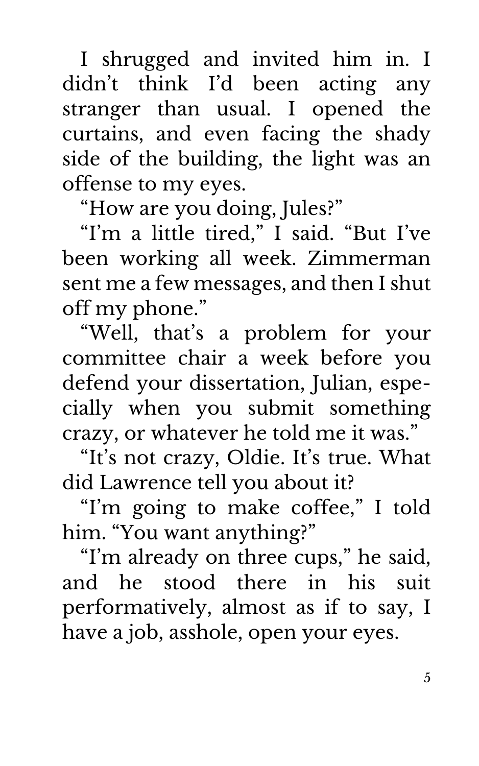I shrugged and invited him in. I didn't think I'd been acting any stranger than usual. I opened the curtains, and even facing the shady side of the building, the light was an offense to my eyes.

"How are you doing, Jules?"

"I'm a little tired," I said. "But I've been working all week. Zimmerman sent me a few messages, and then I shut off my phone."

"Well, that's a problem for your committee chair a week before you defend your dissertation, Julian, especially when you submit something crazy, or whatever he told me it was."

"It's not crazy, Oldie. It's true. What did Lawrence tell you about it?

"I'm going to make coffee," I told him. "You want anything?"

"I'm already on three cups," he said, and he stood there in his suit performatively, almost as if to say, I have a job, asshole, open your eyes.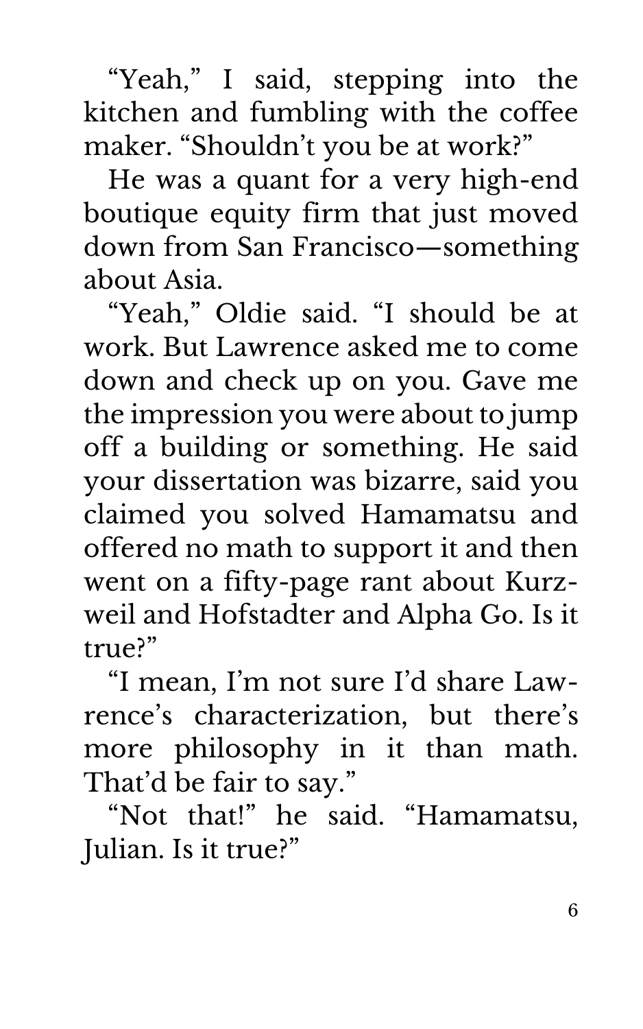"Yeah," I said, stepping into the kitchen and fumbling with the coffee maker. "Shouldn't you be at work?"

He was a quant for a very high-end boutique equity firm that just moved down from San Francisco—something about Asia.

"Yeah," Oldie said. "I should be at work. But Lawrence asked me to come down and check up on you. Gave me the impression you were about to jump off a building or something. He said your dissertation was bizarre, said you claimed you solved Hamamatsu and offered no math to support it and then went on a fifty-page rant about Kurzweil and Hofstadter and Alpha Go. Is it true?"

"I mean, I'm not sure I'd share Lawrence's characterization, but there's more philosophy in it than math. That'd be fair to say."

"Not that!" he said. "Hamamatsu, Julian. Is it true?"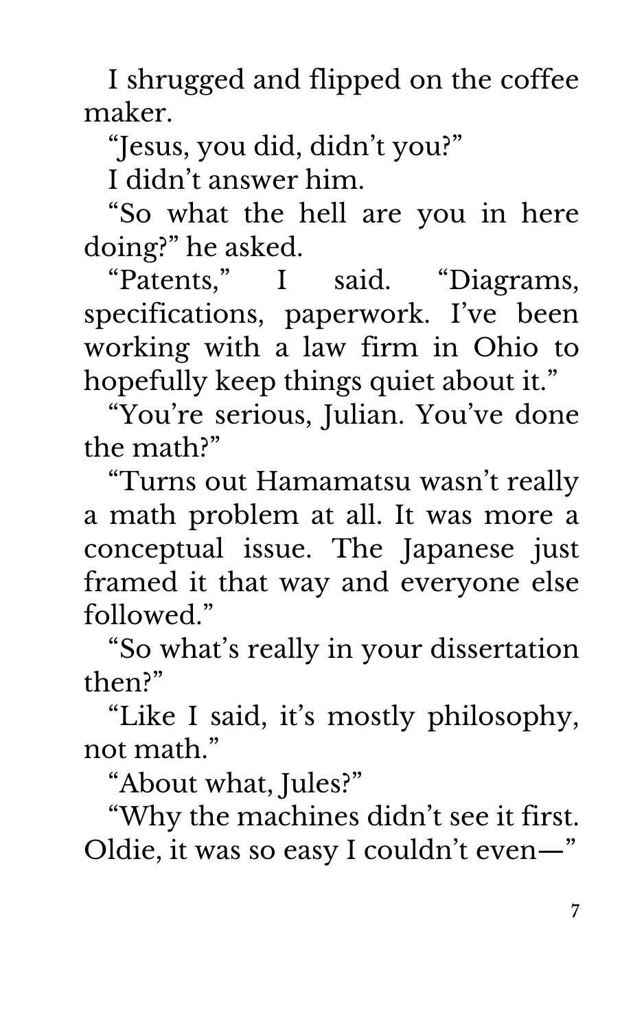I shrugged and flipped on the coffee maker.

"Jesus, you did, didn't you?"

I didn't answer him.

"So what the hell are you in here doing?" he asked.

"Patents," I said. "Diagrams, specifications, paperwork. I've been working with a law firm in Ohio to hopefully keep things quiet about it."

"You're serious, Julian. You've done the math?"

"Turns out Hamamatsu wasn't really a math problem at all. It was more a conceptual issue. The Japanese just framed it that way and everyone else followed."

"So what's really in your dissertation then?"

"Like I said, it's mostly philosophy, not math."

"About what, Jules?"

"Why the machines didn't see it first. Oldie, it was so easy I couldn't even—"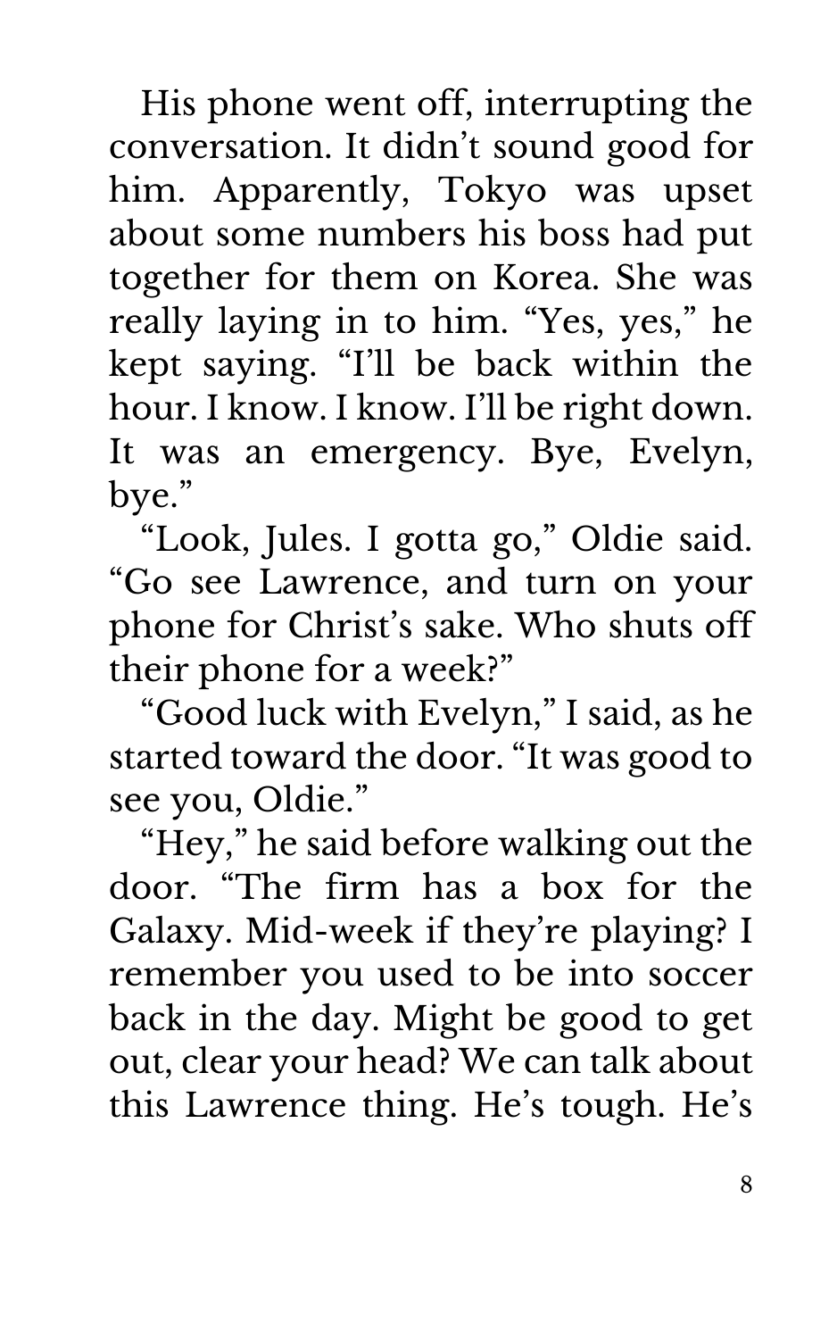His phone went off, interrupting the conversation. It didn't sound good for him. Apparently, Tokyo was upset about some numbers his boss had put together for them on Korea. She was really laying in to him. "Yes, yes," he kept saying. "I'll be back within the hour. I know. I know. I'll be right down. It was an emergency. Bye, Evelyn, bye."

"Look, Jules. I gotta go," Oldie said. "Go see Lawrence, and turn on your phone for Christ's sake. Who shuts off their phone for a week?"

"Good luck with Evelyn," I said, as he started toward the door. "It was good to see you, Oldie."

"Hey," he said before walking out the door. "The firm has a box for the Galaxy. Mid-week if they're playing? I remember you used to be into soccer back in the day. Might be good to get out, clear your head? We can talk about this Lawrence thing. He's tough. He's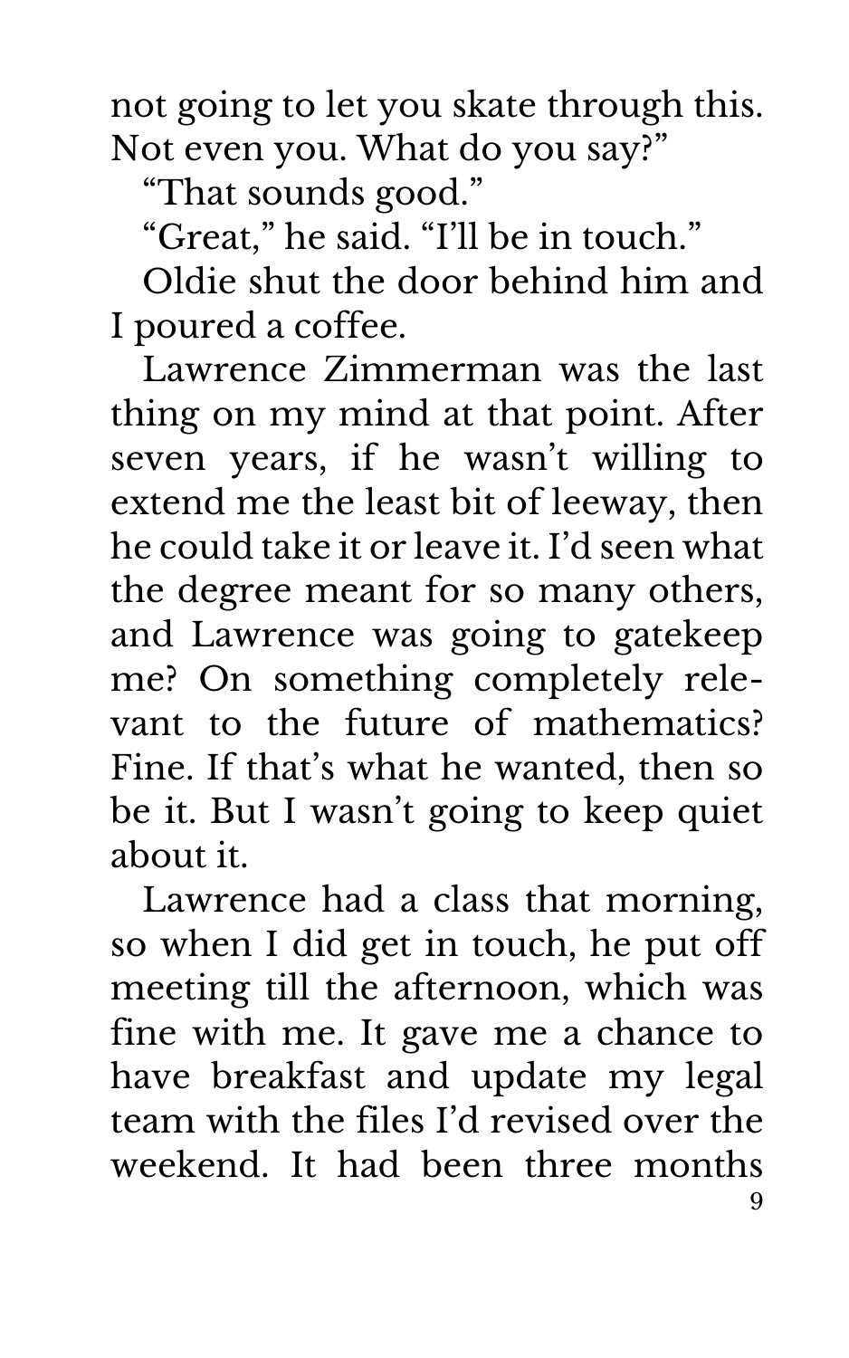not going to let you skate through this. Not even you. What do you say?"

"That sounds good."

"Great," he said. "I'll be in touch."

Oldie shut the door behind him and I poured a coffee.

Lawrence Zimmerman was the last thing on my mind at that point. After seven years, if he wasn't willing to extend me the least bit of leeway, then he could take it or leave it. I'd seen what the degree meant for so many others, and Lawrence was going to gatekeep me? On something completely relevant to the future of mathematics? Fine. If that's what he wanted, then so be it. But I wasn't going to keep quiet about it.

Lawrence had a class that morning, so when I did get in touch, he put off meeting till the afternoon, which was fine with me. It gave me a chance to have breakfast and update my legal team with the files I'd revised over the weekend. It had been three months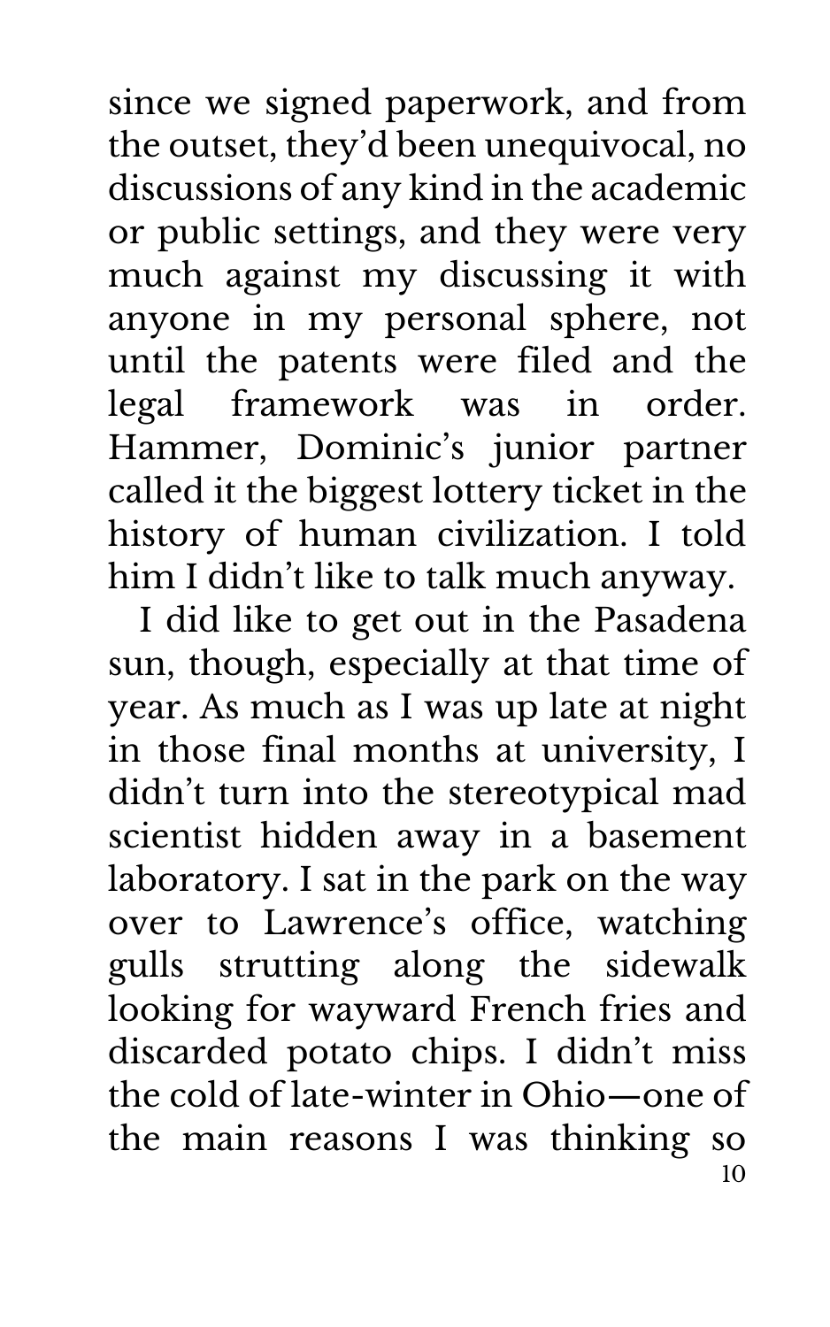since we signed paperwork, and from the outset, they'd been unequivocal, no discussions of any kind in the academic or public settings, and they were very much against my discussing it with anyone in my personal sphere, not until the patents were filed and the legal framework was in order. Hammer, Dominic's junior partner called it the biggest lottery ticket in the history of human civilization. I told him I didn't like to talk much anyway.

I did like to get out in the Pasadena sun, though, especially at that time of year. As much as I was up late at night in those final months at university, I didn't turn into the stereotypical mad scientist hidden away in a basement laboratory. I sat in the park on the way over to Lawrence's office, watching gulls strutting along the sidewalk looking for wayward French fries and discarded potato chips. I didn't miss the cold of late-winter in Ohio—one of the main reasons I was thinking so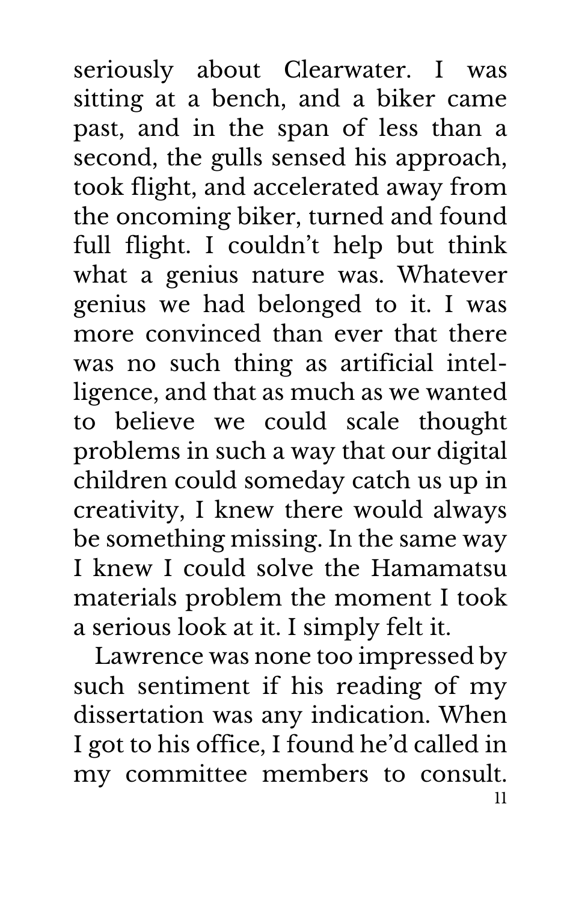seriously about Clearwater. I was sitting at a bench, and a biker came past, and in the span of less than a second, the gulls sensed his approach, took flight, and accelerated away from the oncoming biker, turned and found full flight. I couldn't help but think what a genius nature was. Whatever genius we had belonged to it. I was more convinced than ever that there was no such thing as artificial intelligence, and that as much as we wanted to believe we could scale thought problems in such a way that our digital children could someday catch us up in creativity, I knew there would always be something missing. In the same way I knew I could solve the Hamamatsu materials problem the moment I took a serious look at it. I simply felt it.

Lawrence was none too impressed by such sentiment if his reading of my dissertation was any indication. When I got to his office, I found he'd called in my committee members to consult.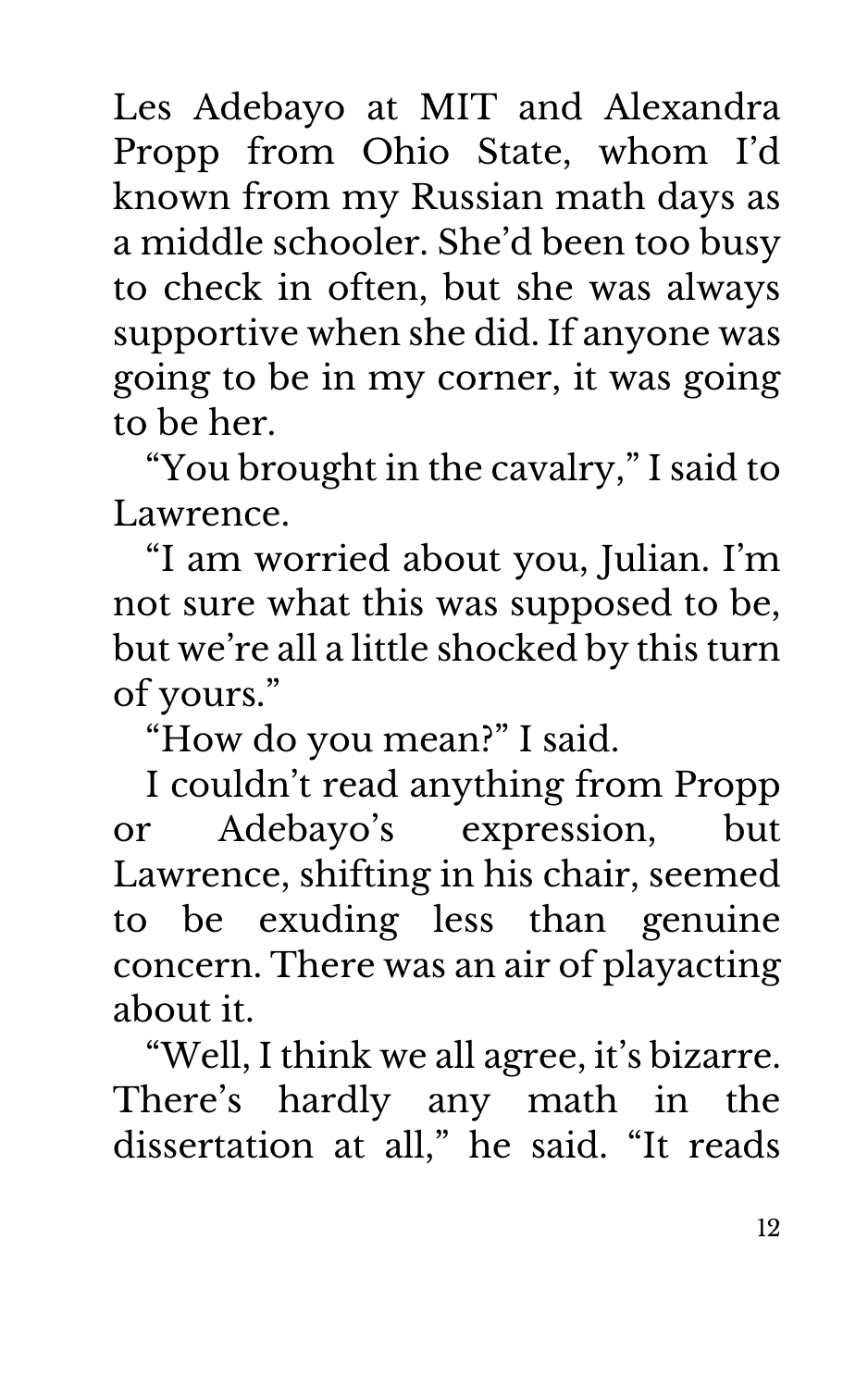Les Adebayo at MIT and Alexandra Propp from Ohio State, whom I'd known from my Russian math days as a middle schooler. She'd been too busy to check in often, but she was always supportive when she did. If anyone was going to be in my corner, it was going to be her.

"You brought in the cavalry," I said to Lawrence.

"I am worried about you, Julian. I'm not sure what this was supposed to be, but we're all a little shocked by this turn of yours."

"How do you mean?" I said.

I couldn't read anything from Propp or Adebayo's expression, but Lawrence, shifting in his chair, seemed to be exuding less than genuine concern. There was an air of playacting about it.

"Well, I think we all agree, it's bizarre. There's hardly any math in the dissertation at all," he said. "It reads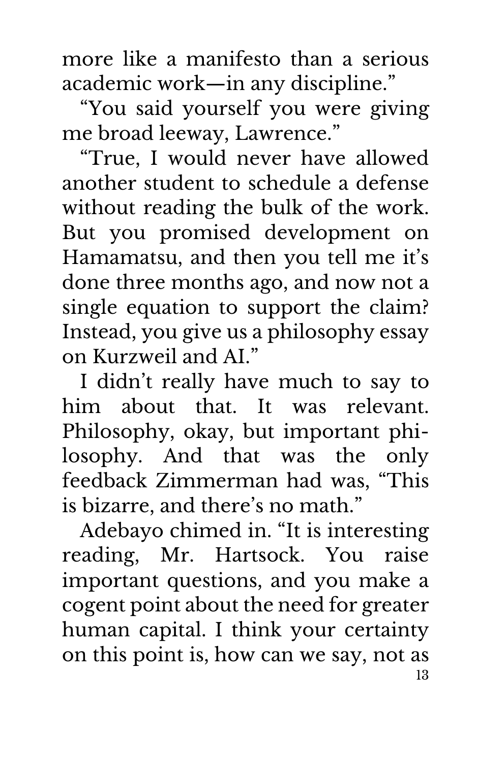more like a manifesto than a serious academic work—in any discipline."

"You said yourself you were giving me broad leeway, Lawrence."

"True, I would never have allowed another student to schedule a defense without reading the bulk of the work. But you promised development on Hamamatsu, and then you tell me it's done three months ago, and now not a single equation to support the claim? Instead, you give us a philosophy essay on Kurzweil and AI."

I didn't really have much to say to him about that. It was relevant. Philosophy, okay, but important philosophy. And that was the only feedback Zimmerman had was, "This is bizarre, and there's no math."

Adebayo chimed in. "It is interesting reading, Mr. Hartsock. You raise important questions, and you make a cogent point about the need for greater human capital. I think your certainty on this point is, how can we say, not as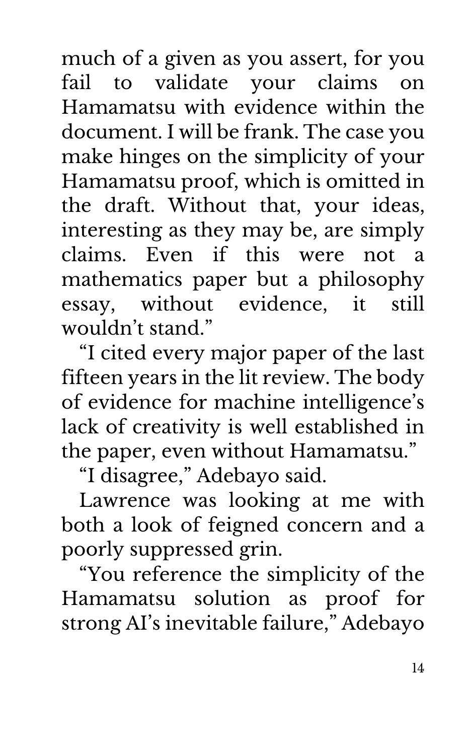much of a given as you assert, for you fail to validate your claims on Hamamatsu with evidence within the document. I will be frank. The case you make hinges on the simplicity of your Hamamatsu proof, which is omitted in the draft. Without that, your ideas, interesting as they may be, are simply claims. Even if this were not a mathematics paper but a philosophy essay, without evidence, it still wouldn't stand."

"I cited every major paper of the last fifteen years in the lit review. The body of evidence for machine intelligence's lack of creativity is well established in the paper, even without Hamamatsu."

"I disagree," Adebayo said.

Lawrence was looking at me with both a look of feigned concern and a poorly suppressed grin.

"You reference the simplicity of the Hamamatsu solution as proof for strong AI's inevitable failure," Adebayo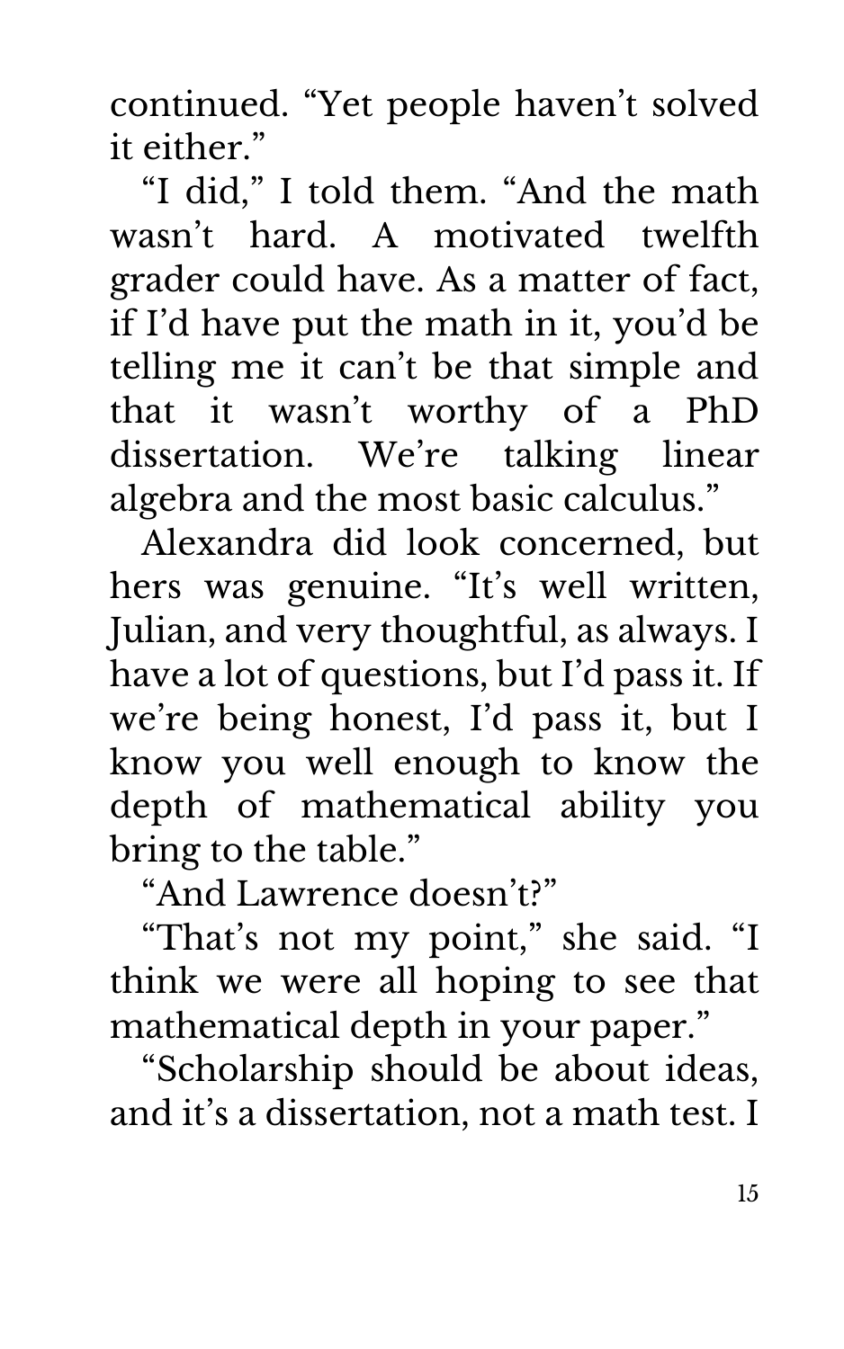continued. “Yet people haven’t solved it either.”

“I did,” I told them. “And the math wasn’t hard. A motivated twelfth grader could have. As a matter of fact, if I’d have put the math in it, you’d be telling me it can’t be that simple and that it wasn’t worthy of a PhD dissertation. We’re talking linear algebra and the most basic calculus.”

Alexandra did look concerned, but hers was genuine. “It’s well written, Julian, and very thoughtful, as always. I have a lot of questions, but I’d pass it. If we’re being honest, I’d pass it, but I know you well enough to know the depth of mathematical ability you bring to the table.”

“And Lawrence doesn’t?”

“That’s not my point,” she said. “I think we were all hoping to see that mathematical depth in your paper.”

“Scholarship should be about ideas, and it’s a dissertation, not a math test. I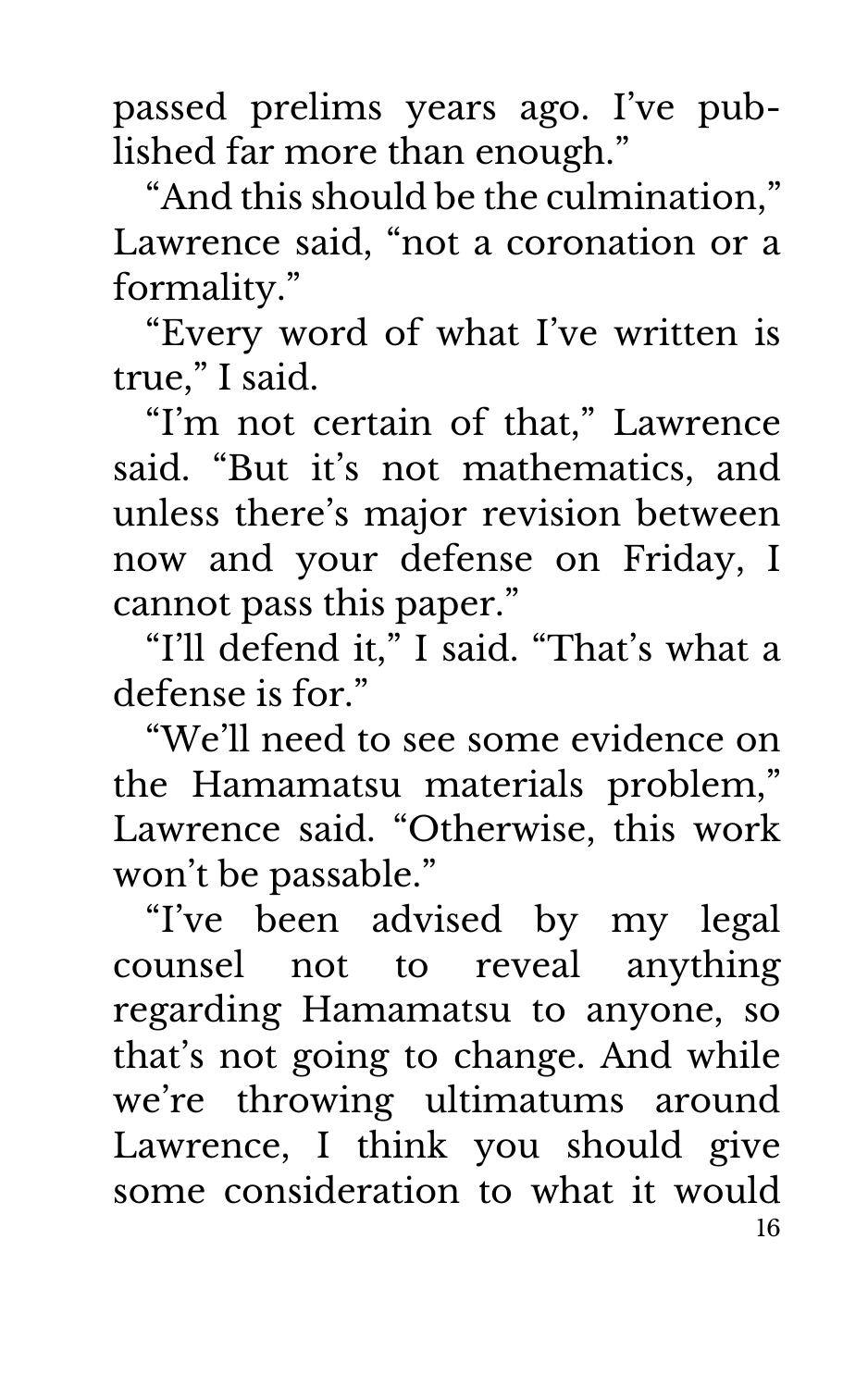passed prelims years ago. I've published far more than enough."

"And this should be the culmination," Lawrence said, "not a coronation or a formality."

"Every word of what I've written is true," I said.

"I'm not certain of that," Lawrence said. "But it's not mathematics, and unless there's major revision between now and your defense on Friday, I cannot pass this paper."

"I'll defend it," I said. "That's what a defense is for."

"We'll need to see some evidence on the Hamamatsu materials problem," Lawrence said. "Otherwise, this work won't be passable."

"I've been advised by my legal counsel not to reveal anything regarding Hamamatsu to anyone, so that's not going to change. And while we're throwing ultimatums around Lawrence, I think you should give some consideration to what it would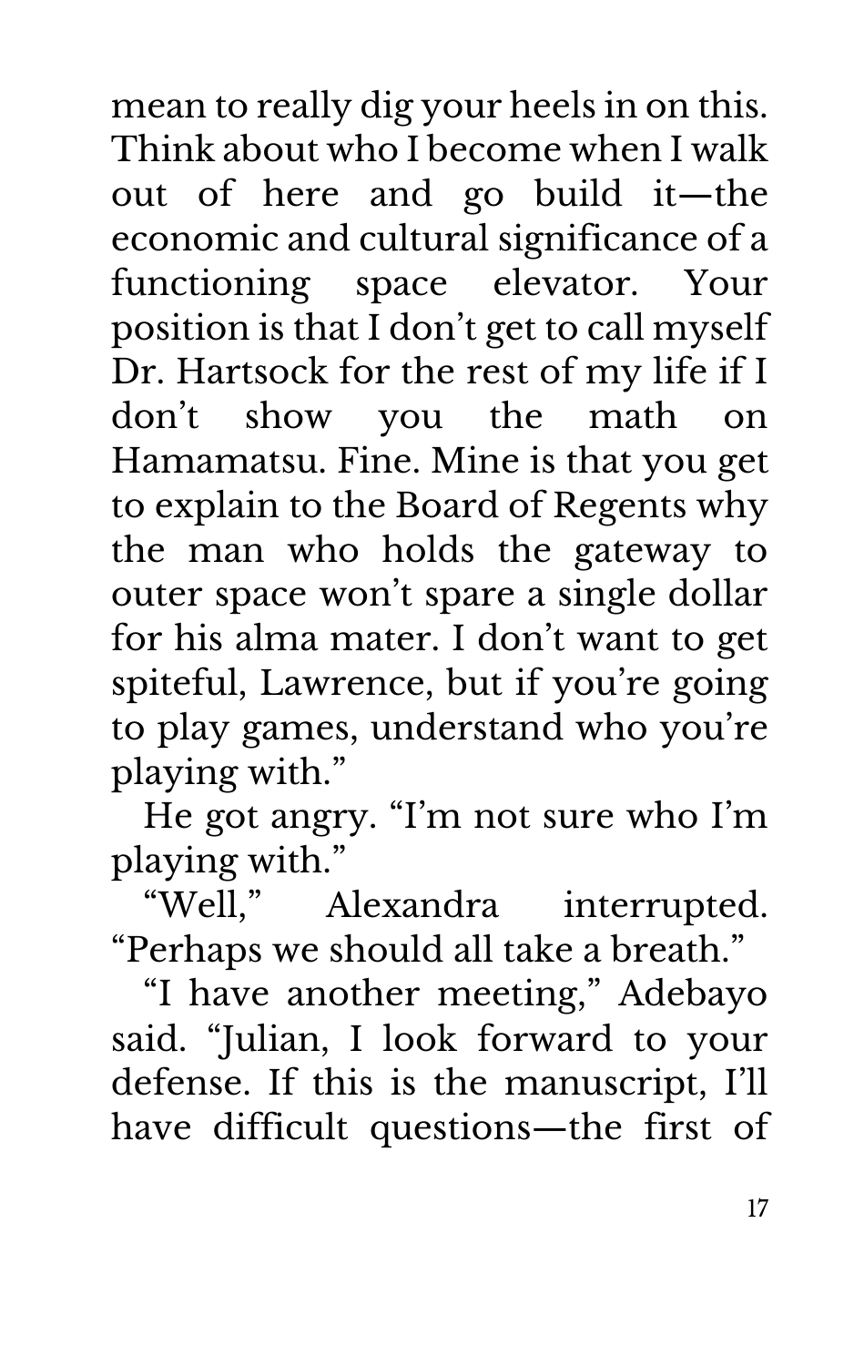mean to really dig your heels in on this. Think about who I become when I walk out of here and go build it—the economic and cultural significance of a functioning space elevator. Your position is that I don't get to call myself Dr. Hartsock for the rest of my life if I don't show you the math on Hamamatsu. Fine. Mine is that you get to explain to the Board of Regents why the man who holds the gateway to outer space won't spare a single dollar for his alma mater. I don't want to get spiteful, Lawrence, but if you're going to play games, understand who you're playing with."

He got angry. "I'm not sure who I'm playing with."

"Well," Alexandra interrupted. "Perhaps we should all take a breath."

"I have another meeting," Adebayo said. "Julian, I look forward to your defense. If this is the manuscript, I'll have difficult questions—the first of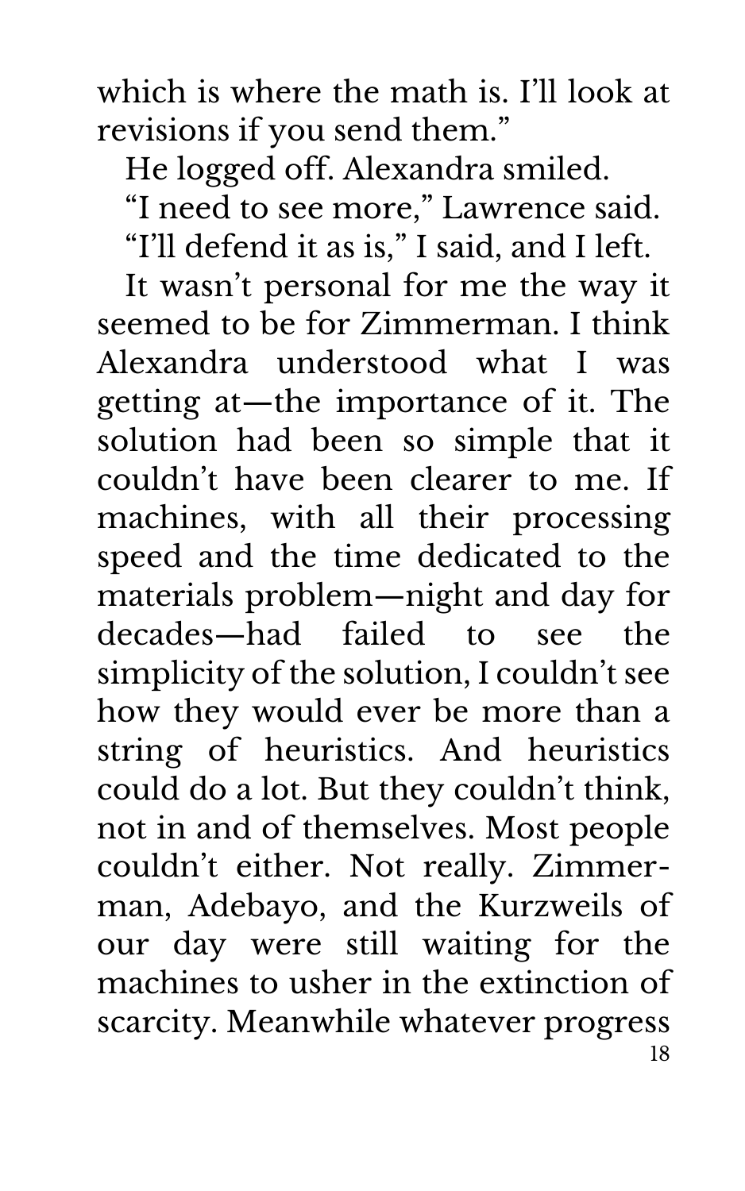which is where the math is. I'll look at revisions if you send them."

He logged off. Alexandra smiled.

"I need to see more," Lawrence said.

"I'll defend it as is," I said, and I left.

It wasn't personal for me the way it seemed to be for Zimmerman. I think Alexandra understood what I was getting at—the importance of it. The solution had been so simple that it couldn't have been clearer to me. If machines, with all their processing speed and the time dedicated to the materials problem—night and day for decades—had failed to see the simplicity of the solution, I couldn't see how they would ever be more than a string of heuristics. And heuristics could do a lot. But they couldn't think, not in and of themselves. Most people couldn't either. Not really. Zimmerman, Adebayo, and the Kurzweils of our day were still waiting for the machines to usher in the extinction of scarcity. Meanwhile whatever progress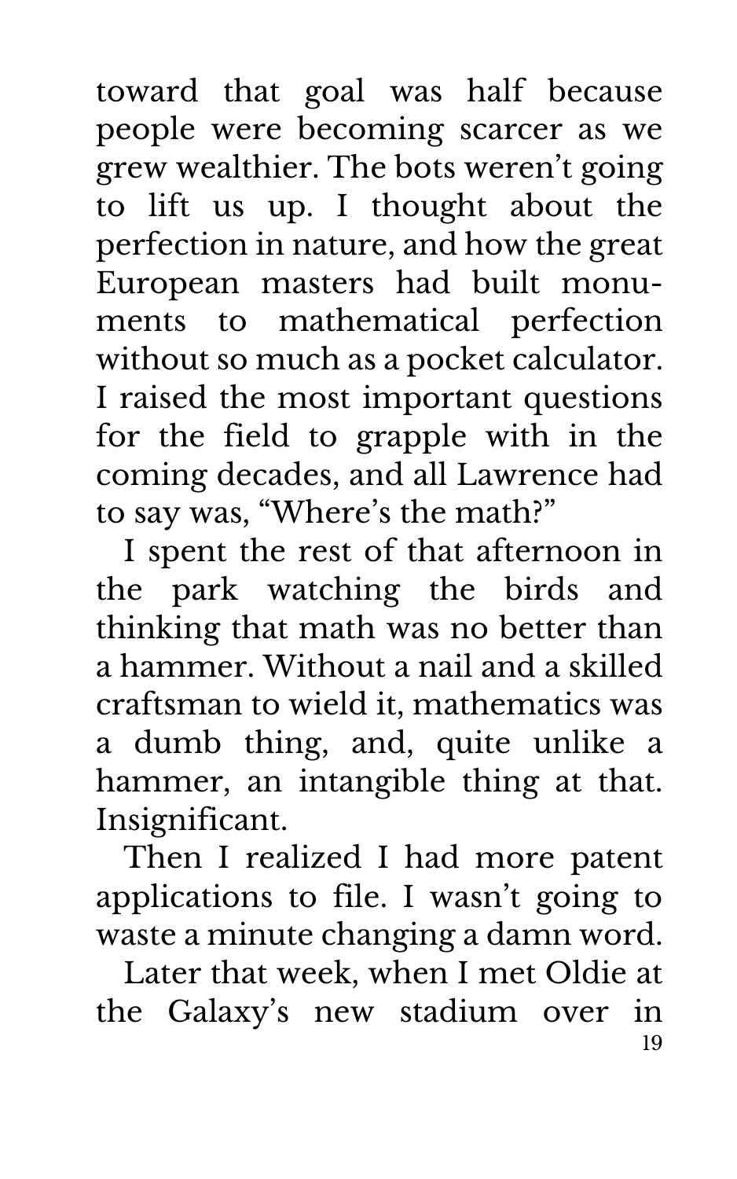toward that goal was half because people were becoming scarcer as we grew wealthier. The bots weren't going to lift us up. I thought about the perfection in nature, and how the great European masters had built monuments to mathematical perfection without so much as a pocket calculator. I raised the most important questions for the field to grapple with in the coming decades, and all Lawrence had to say was, "Where's the math?"

I spent the rest of that afternoon in the park watching the birds and thinking that math was no better than a hammer. Without a nail and a skilled craftsman to wield it, mathematics was a dumb thing, and, quite unlike a hammer, an intangible thing at that. Insignificant.

Then I realized I had more patent applications to file. I wasn't going to waste a minute changing a damn word.

Later that week, when I met Oldie at the Galaxy's new stadium over in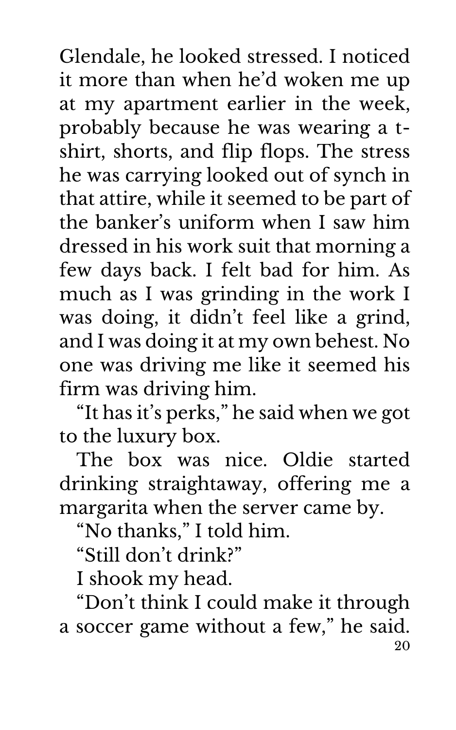Glendale, he looked stressed. I noticed it more than when he'd woken me up at my apartment earlier in the week, probably because he was wearing a t-shirt, shorts, and flip flops. The stress he was carrying looked out of synch in that attire, while it seemed to be part of the banker's uniform when I saw him dressed in his work suit that morning a few days back. I felt bad for him. As much as I was grinding in the work I was doing, it didn't feel like a grind, and I was doing it at my own behest. No one was driving me like it seemed his firm was driving him.

"It has it's perks," he said when we got to the luxury box.

The box was nice. Oldie started drinking straightaway, offering me a margarita when the server came by.

"No thanks," I told him.

"Still don't drink?"

I shook my head.

"Don't think I could make it through a soccer game without a few," he said.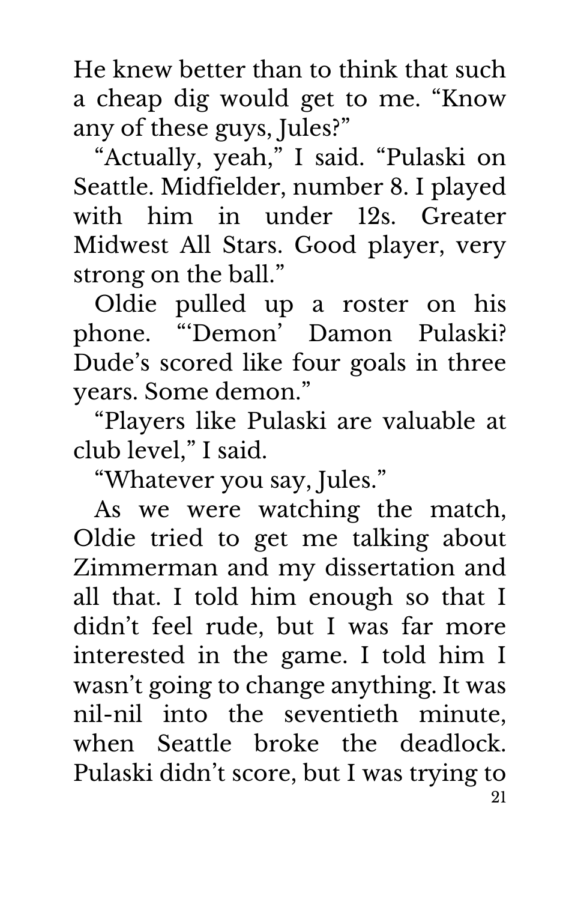He knew better than to think that such a cheap dig would get to me. "Know any of these guys, Jules?"

"Actually, yeah," I said. "Pulaski on Seattle. Midfielder, number 8. I played with him in under 12s. Greater Midwest All Stars. Good player, very strong on the ball."

Oldie pulled up a roster on his phone. "'Demon' Damon Pulaski? Dude's scored like four goals in three years. Some demon."

"Players like Pulaski are valuable at club level," I said.

"Whatever you say, Jules."

As we were watching the match, Oldie tried to get me talking about Zimmerman and my dissertation and all that. I told him enough so that I didn't feel rude, but I was far more interested in the game. I told him I wasn't going to change anything. It was nil-nil into the seventieth minute, when Seattle broke the deadlock. Pulaski didn't score, but I was trying to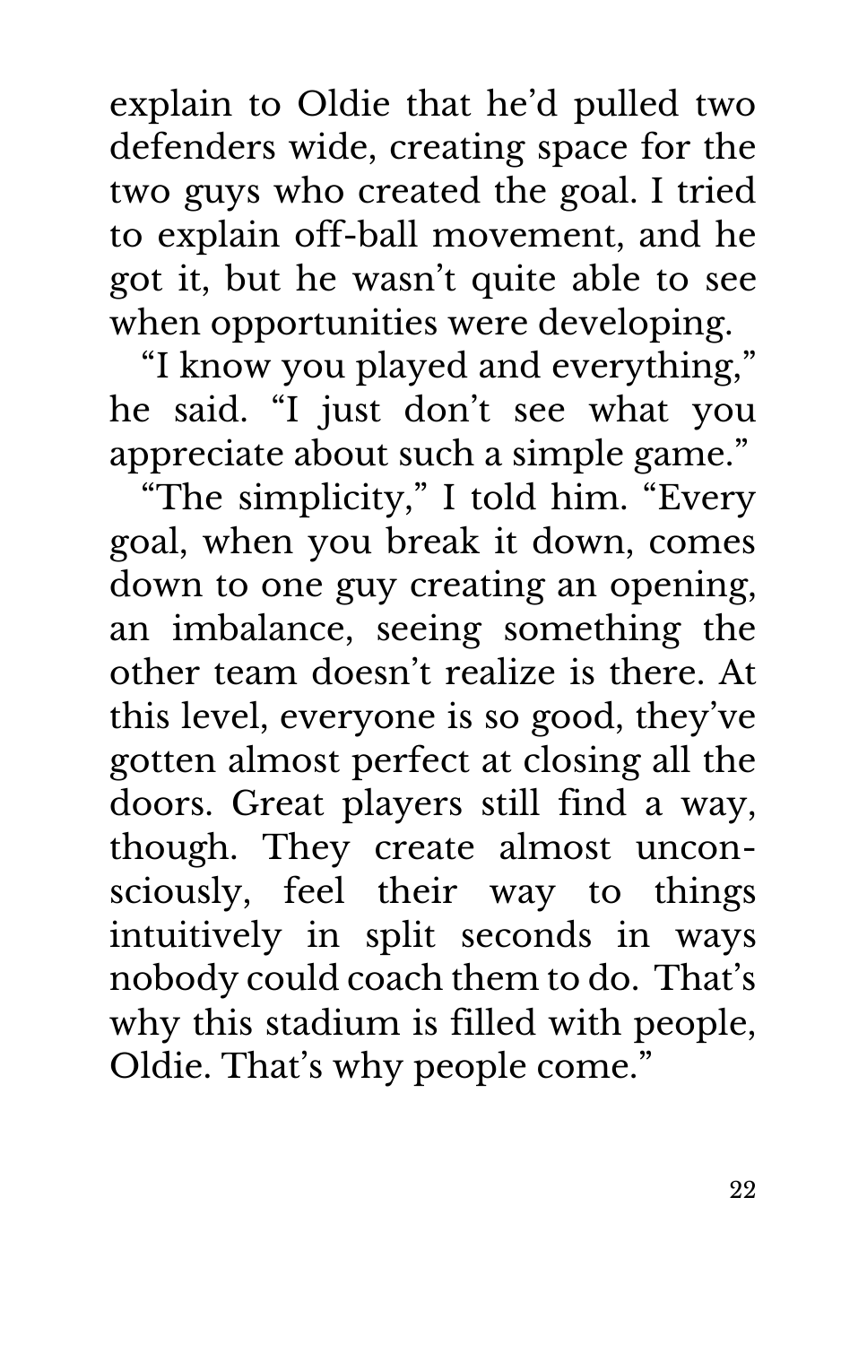explain to Oldie that he'd pulled two defenders wide, creating space for the two guys who created the goal. I tried to explain off-ball movement, and he got it, but he wasn't quite able to see when opportunities were developing.

"I know you played and everything," he said. "I just don't see what you appreciate about such a simple game."

"The simplicity," I told him. "Every goal, when you break it down, comes down to one guy creating an opening, an imbalance, seeing something the other team doesn't realize is there. At this level, everyone is so good, they've gotten almost perfect at closing all the doors. Great players still find a way, though. They create almost unconsciously, feel their way to things intuitively in split seconds in ways nobody could coach them to do. That's why this stadium is filled with people, Oldie. That's why people come."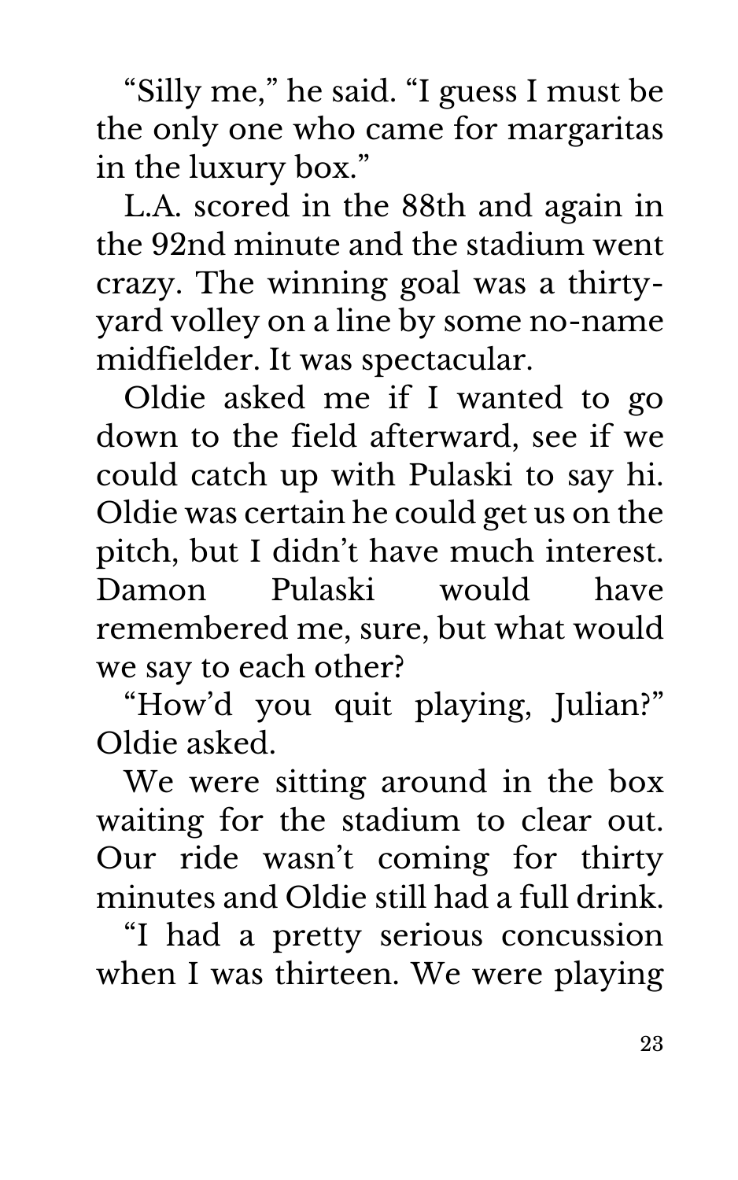"Silly me," he said. "I guess I must be the only one who came for margaritas in the luxury box."

L.A. scored in the 88th and again in the 92nd minute and the stadium went crazy. The winning goal was a thirty-yard volley on a line by some no-name midfielder. It was spectacular.

Oldie asked me if I wanted to go down to the field afterward, see if we could catch up with Pulaski to say hi. Oldie was certain he could get us on the pitch, but I didn't have much interest. Damon Pulaski would have remembered me, sure, but what would we say to each other?

"How'd you quit playing, Julian?" Oldie asked.

We were sitting around in the box waiting for the stadium to clear out. Our ride wasn't coming for thirty minutes and Oldie still had a full drink.

"I had a pretty serious concussion when I was thirteen. We were playing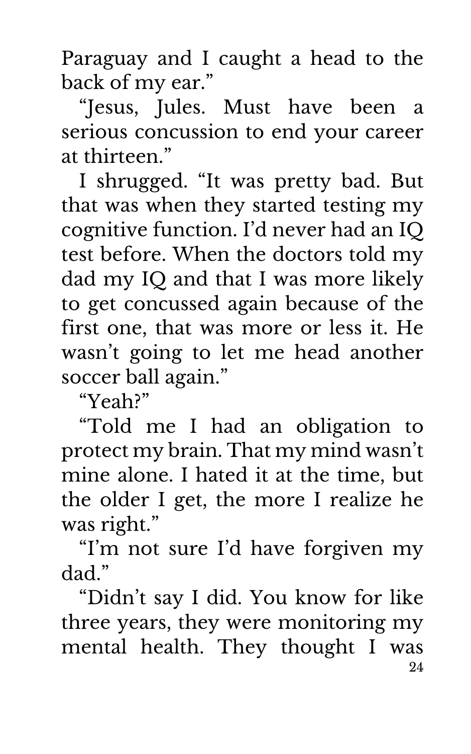Paraguay and I caught a head to the back of my ear."

"Jesus, Jules. Must have been a serious concussion to end your career at thirteen."

I shrugged. "It was pretty bad. But that was when they started testing my cognitive function. I'd never had an IQ test before. When the doctors told my dad my IQ and that I was more likely to get concussed again because of the first one, that was more or less it. He wasn't going to let me head another soccer ball again."

"Yeah?"

"Told me I had an obligation to protect my brain. That my mind wasn't mine alone. I hated it at the time, but the older I get, the more I realize he was right."

"I'm not sure I'd have forgiven my dad."

"Didn't say I did. You know for like three years, they were monitoring my mental health. They thought I was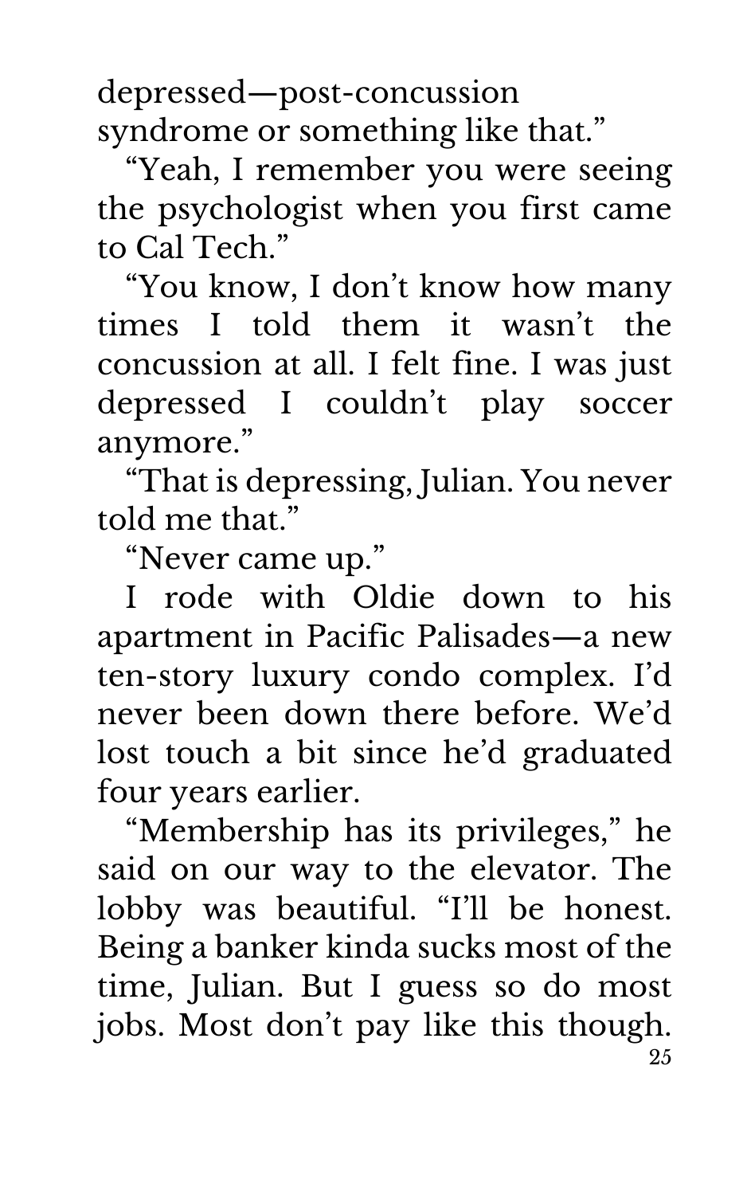depressed—post-concussion syndrome or something like that."

"Yeah, I remember you were seeing the psychologist when you first came to Cal Tech."

"You know, I don't know how many times I told them it wasn't the concussion at all. I felt fine. I was just depressed I couldn't play soccer anymore."

"That is depressing, Julian. You never told me that."

"Never came up."

I rode with Oldie down to his apartment in Pacific Palisades—a new ten-story luxury condo complex. I'd never been down there before. We'd lost touch a bit since he'd graduated four years earlier.

"Membership has its privileges," he said on our way to the elevator. The lobby was beautiful. "I'll be honest. Being a banker kinda sucks most of the time, Julian. But I guess so do most jobs. Most don't pay like this though.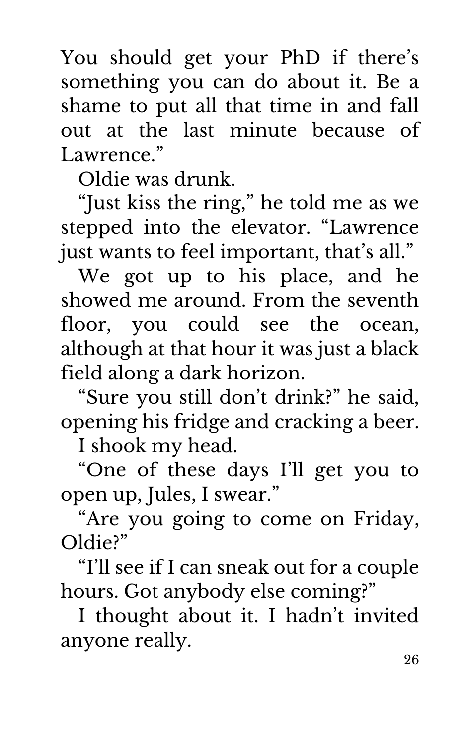You should get your PhD if there's something you can do about it. Be a shame to put all that time in and fall out at the last minute because of Lawrence."

Oldie was drunk.

"Just kiss the ring," he told me as we stepped into the elevator. "Lawrence just wants to feel important, that's all."

We got up to his place, and he showed me around. From the seventh floor, you could see the ocean, although at that hour it was just a black field along a dark horizon.

"Sure you still don't drink?" he said, opening his fridge and cracking a beer.

I shook my head.

"One of these days I'll get you to open up, Jules, I swear."

"Are you going to come on Friday, Oldie?"

"I'll see if I can sneak out for a couple hours. Got anybody else coming?"

I thought about it. I hadn't invited anyone really.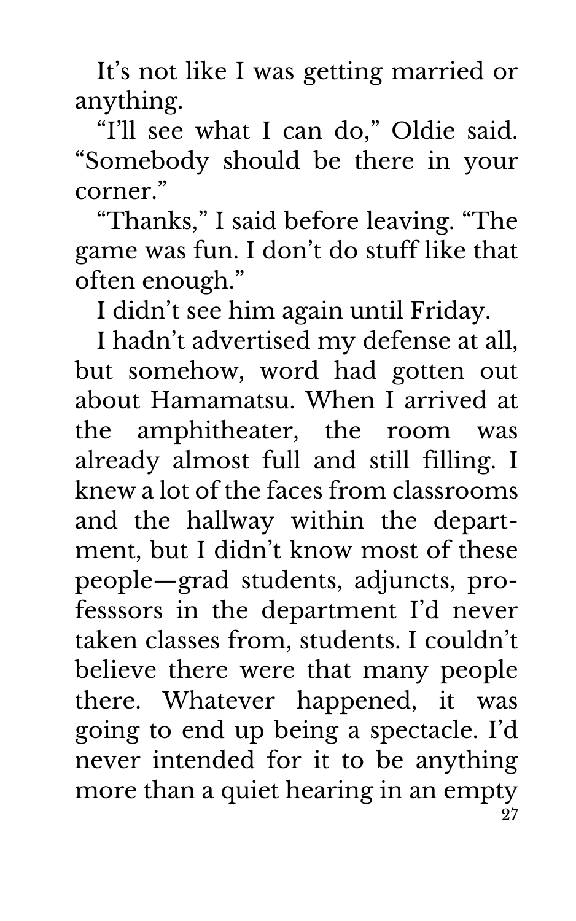It's not like I was getting married or anything.

"I'll see what I can do," Oldie said. "Somebody should be there in your corner."

"Thanks," I said before leaving. "The game was fun. I don't do stuff like that often enough."

I didn't see him again until Friday.

I hadn't advertised my defense at all, but somehow, word had gotten out about Hamamatsu. When I arrived at the amphitheater, the room was already almost full and still filling. I knew a lot of the faces from classrooms and the hallway within the department, but I didn't know most of these people—grad students, adjuncts, professsors in the department I'd never taken classes from, students. I couldn't believe there were that many people there. Whatever happened, it was going to end up being a spectacle. I'd never intended for it to be anything more than a quiet hearing in an empty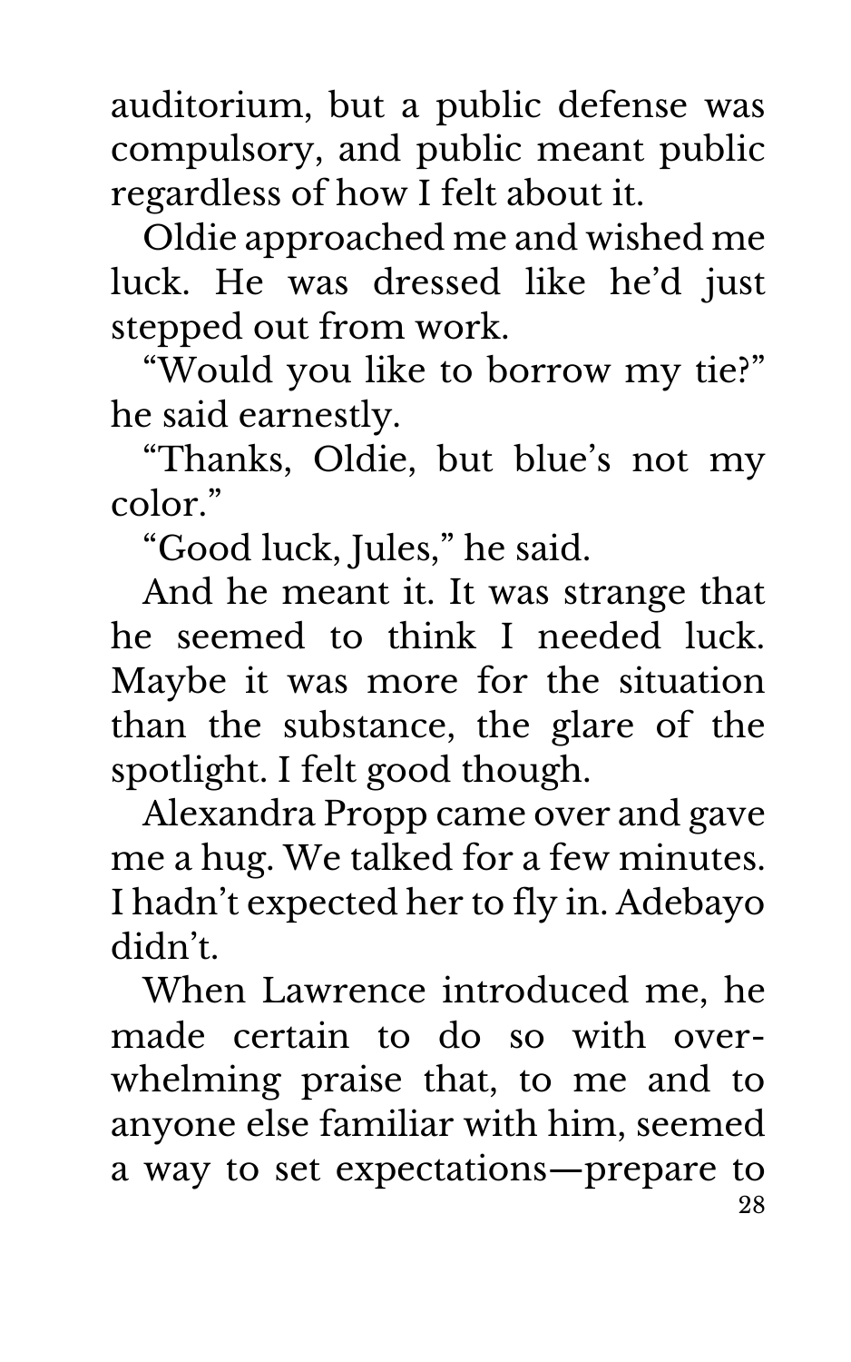auditorium, but a public defense was compulsory, and public meant public regardless of how I felt about it.

Oldie approached me and wished me luck. He was dressed like he'd just stepped out from work.

"Would you like to borrow my tie?" he said earnestly.

"Thanks, Oldie, but blue's not my color."

"Good luck, Jules," he said.

And he meant it. It was strange that he seemed to think I needed luck. Maybe it was more for the situation than the substance, the glare of the spotlight. I felt good though.

Alexandra Propp came over and gave me a hug. We talked for a few minutes. I hadn't expected her to fly in. Adebayo didn't.

When Lawrence introduced me, he made certain to do so with overwhelming praise that, to me and to anyone else familiar with him, seemed a way to set expectations—prepare to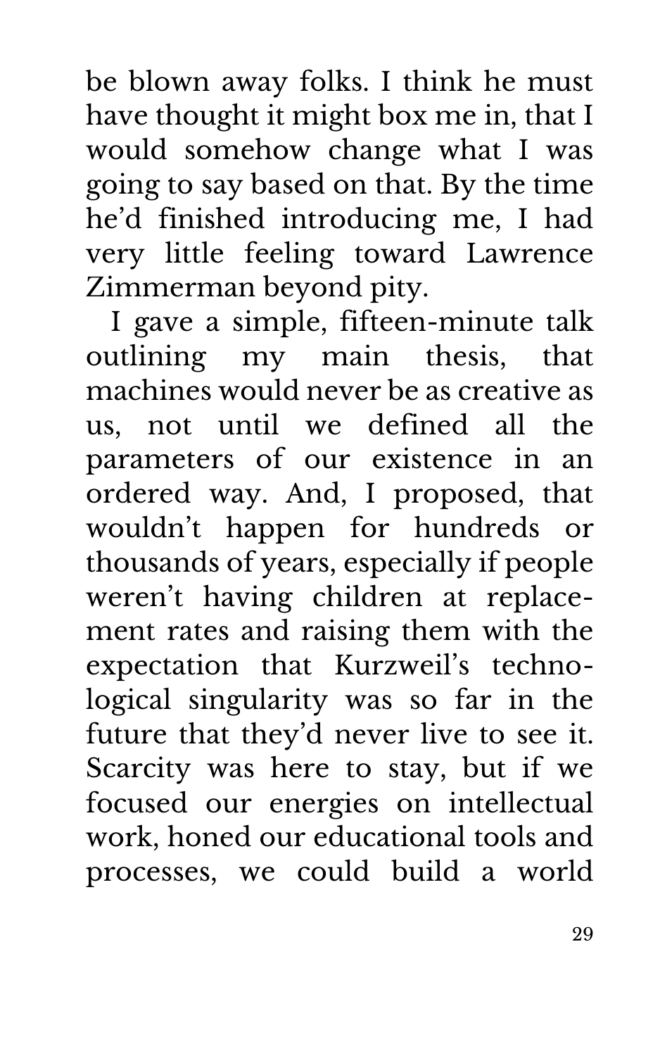be blown away folks. I think he must have thought it might box me in, that I would somehow change what I was going to say based on that. By the time he'd finished introducing me, I had very little feeling toward Lawrence Zimmerman beyond pity.

I gave a simple, fifteen-minute talk outlining my main thesis, that machines would never be as creative as us, not until we defined all the parameters of our existence in an ordered way. And, I proposed, that wouldn't happen for hundreds or thousands of years, especially if people weren't having children at replacement rates and raising them with the expectation that Kurzweil's technological singularity was so far in the future that they'd never live to see it. Scarcity was here to stay, but if we focused our energies on intellectual work, honed our educational tools and processes, we could build a world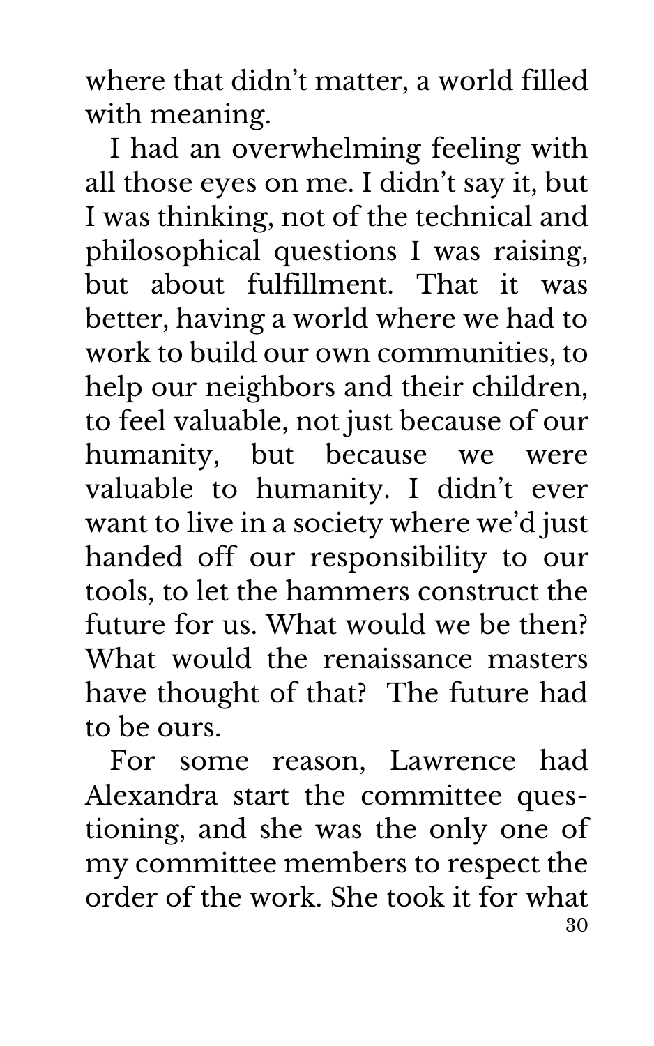where that didn't matter, a world filled with meaning.

I had an overwhelming feeling with all those eyes on me. I didn't say it, but I was thinking, not of the technical and philosophical questions I was raising, but about fulfillment. That it was better, having a world where we had to work to build our own communities, to help our neighbors and their children, to feel valuable, not just because of our humanity, but because we were valuable to humanity. I didn't ever want to live in a society where we'd just handed off our responsibility to our tools, to let the hammers construct the future for us. What would we be then? What would the renaissance masters have thought of that? The future had to be ours.

For some reason, Lawrence had Alexandra start the committee questioning, and she was the only one of my committee members to respect the order of the work. She took it for what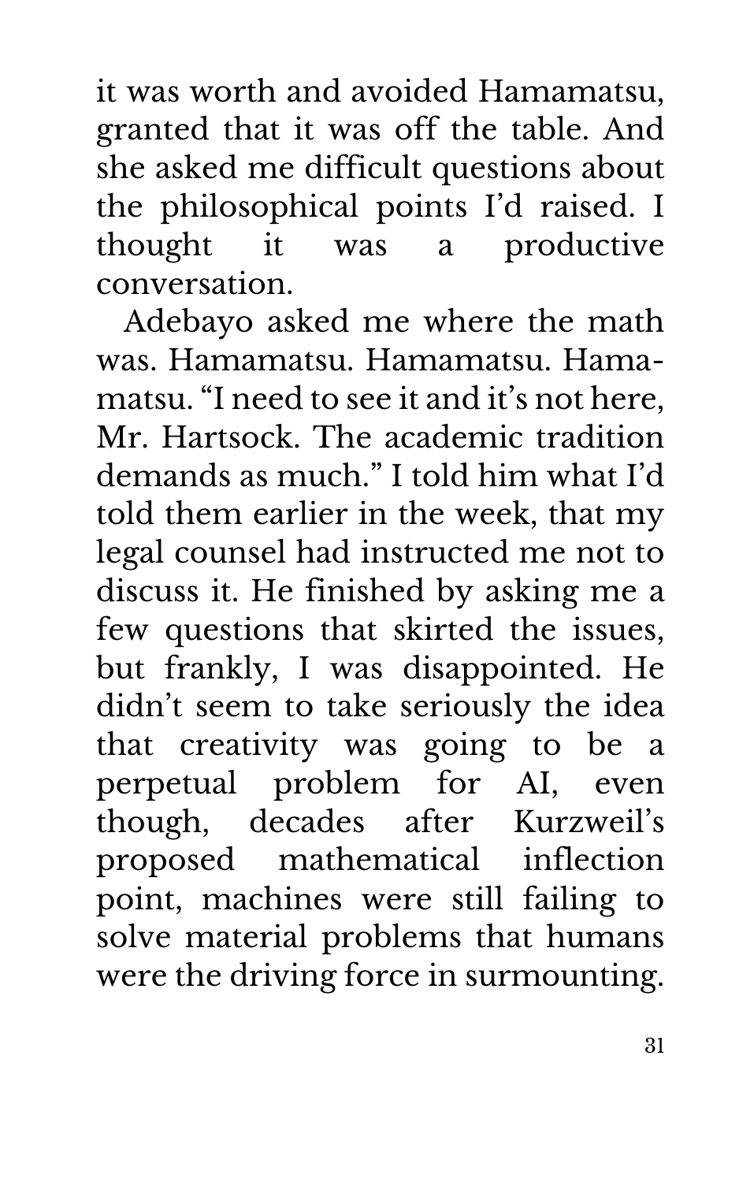it was worth and avoided Hamamatsu, granted that it was off the table. And she asked me difficult questions about the philosophical points I'd raised. I thought it was a productive conversation.

Adebayo asked me where the math was. Hamamatsu. Hamamatsu. Hamamatsu. "I need to see it and it's not here, Mr. Hartsock. The academic tradition demands as much." I told him what I'd told them earlier in the week, that my legal counsel had instructed me not to discuss it. He finished by asking me a few questions that skirted the issues, but frankly, I was disappointed. He didn't seem to take seriously the idea that creativity was going to be a perpetual problem for AI, even though, decades after Kurzweil's proposed mathematical inflection point, machines were still failing to solve material problems that humans were the driving force in surmounting.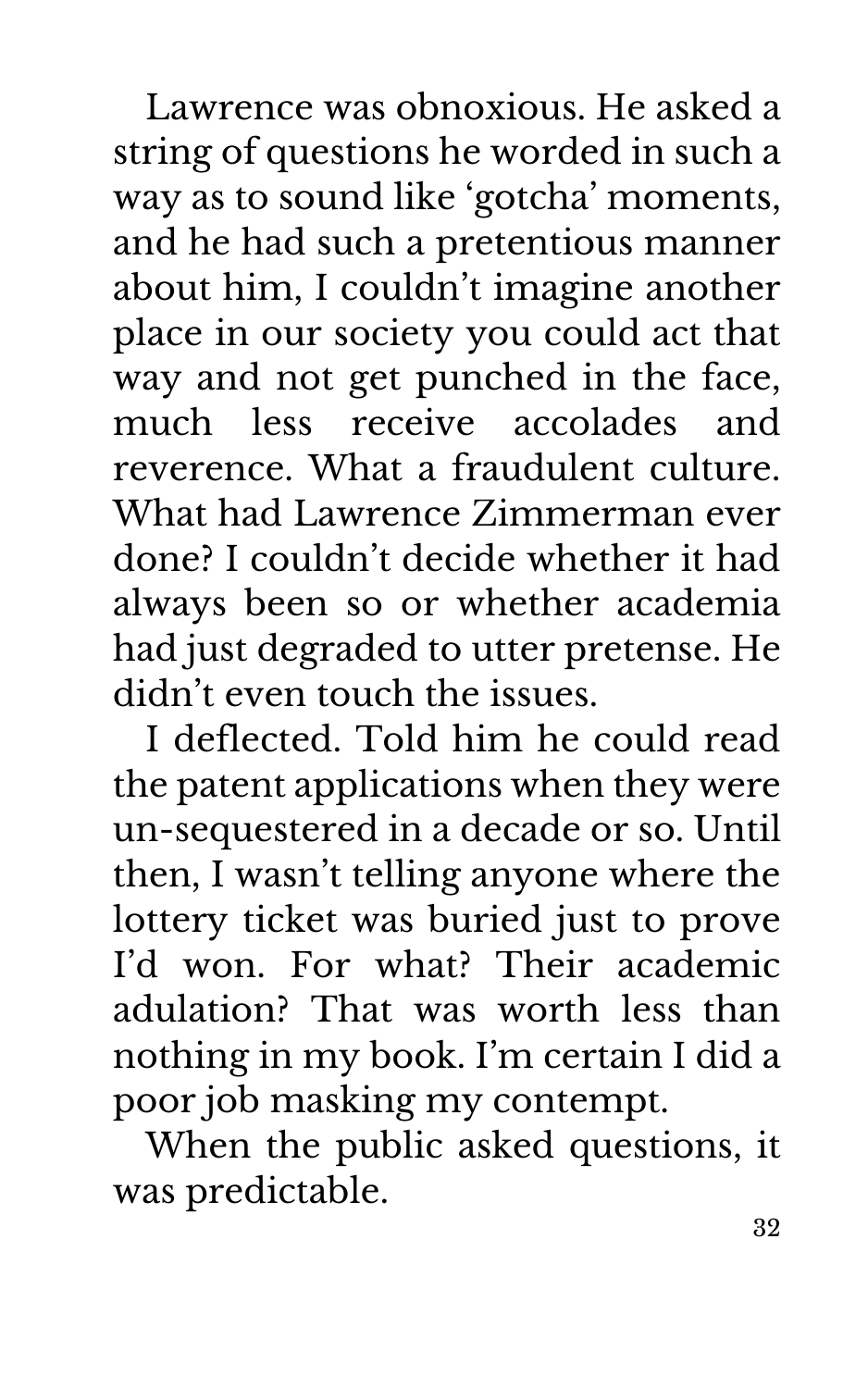Lawrence was obnoxious. He asked a string of questions he worded in such a way as to sound like 'gotcha' moments, and he had such a pretentious manner about him, I couldn't imagine another place in our society you could act that way and not get punched in the face, much less receive accolades and reverence. What a fraudulent culture. What had Lawrence Zimmerman ever done? I couldn't decide whether it had always been so or whether academia had just degraded to utter pretense. He didn't even touch the issues.

I deflected. Told him he could read the patent applications when they were un-sequestered in a decade or so. Until then, I wasn't telling anyone where the lottery ticket was buried just to prove I'd won. For what? Their academic adulation? That was worth less than nothing in my book. I'm certain I did a poor job masking my contempt.

When the public asked questions, it was predictable.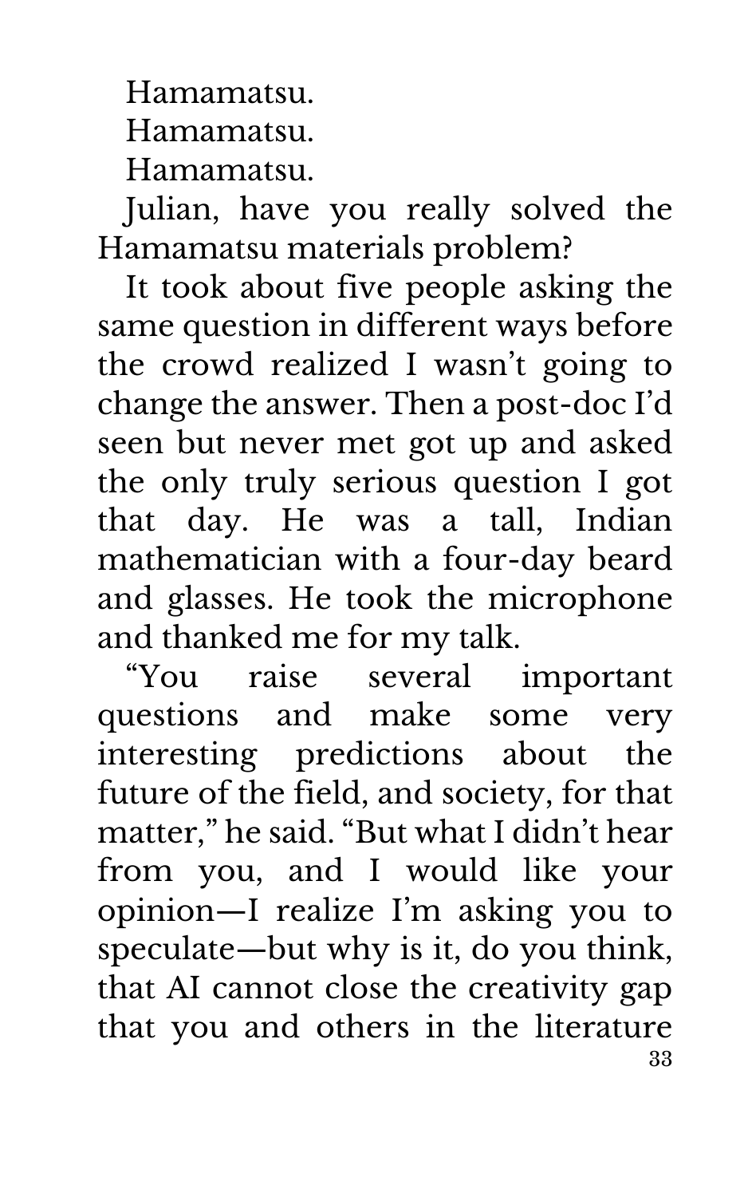Hamamatsu.

Hamamatsu.

Hamamatsu.

Julian, have you really solved the Hamamatsu materials problem?

It took about five people asking the same question in different ways before the crowd realized I wasn't going to change the answer. Then a post-doc I'd seen but never met got up and asked the only truly serious question I got that day. He was a tall, Indian mathematician with a four-day beard and glasses. He took the microphone and thanked me for my talk.

"You raise several important questions and make some very interesting predictions about the future of the field, and society, for that matter," he said. "But what I didn't hear from you, and I would like your opinion—I realize I'm asking you to speculate—but why is it, do you think, that AI cannot close the creativity gap that you and others in the literature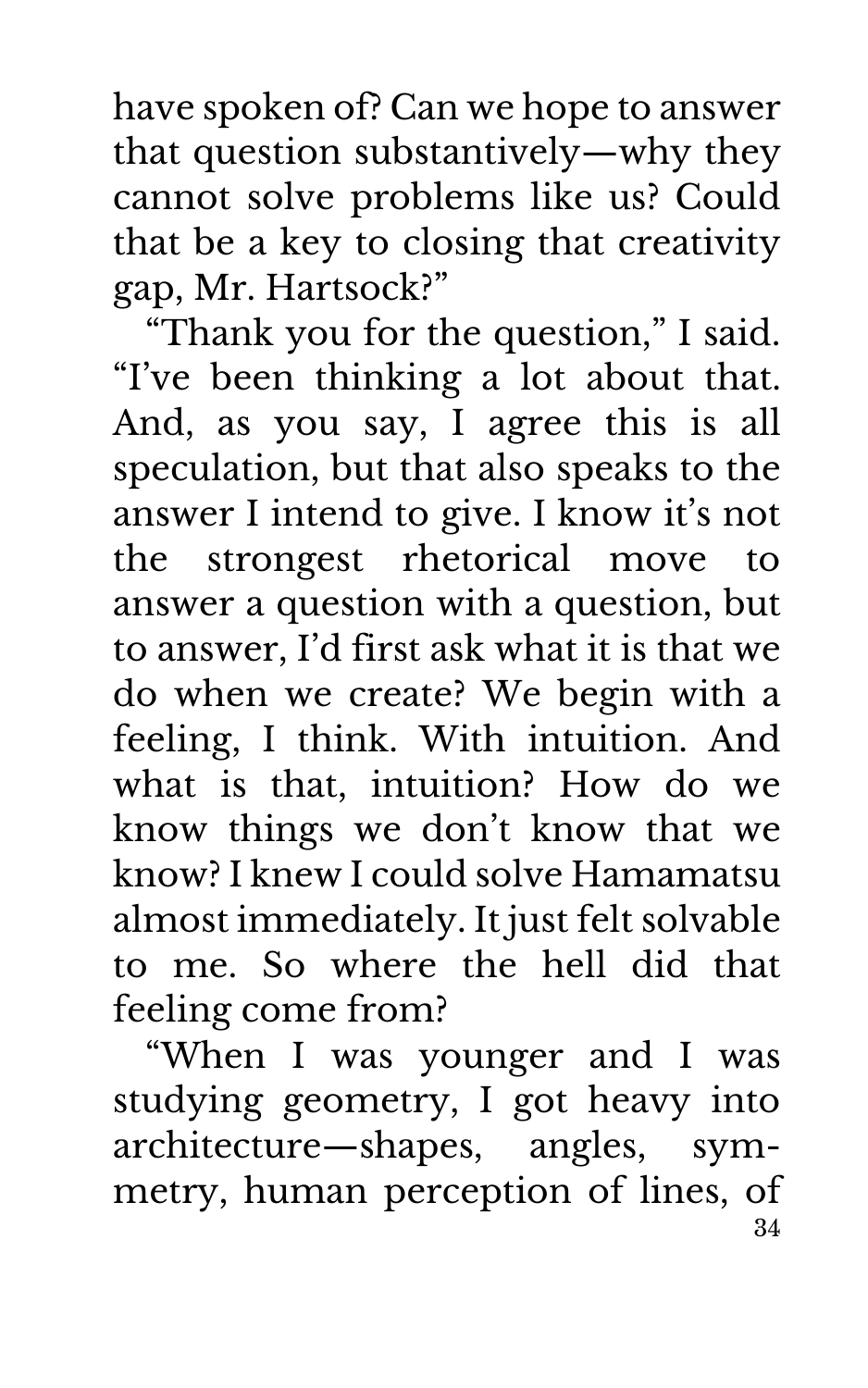have spoken of? Can we hope to answer that question substantively—why they cannot solve problems like us? Could that be a key to closing that creativity gap, Mr. Hartsock?"

"Thank you for the question," I said. "I've been thinking a lot about that. And, as you say, I agree this is all speculation, but that also speaks to the answer I intend to give. I know it's not the strongest rhetorical move to answer a question with a question, but to answer, I'd first ask what it is that we do when we create? We begin with a feeling, I think. With intuition. And what is that, intuition? How do we know things we don't know that we know? I knew I could solve Hamamatsu almost immediately. It just felt solvable to me. So where the hell did that feeling come from?

"When I was younger and I was studying geometry, I got heavy into architecture—shapes, angles, symmetry, human perception of lines, of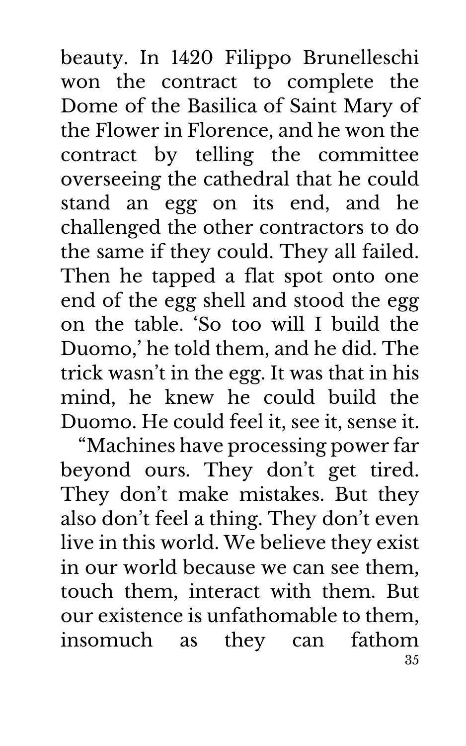beauty. In 1420 Filippo Brunelleschi won the contract to complete the Dome of the Basilica of Saint Mary of the Flower in Florence, and he won the contract by telling the committee overseeing the cathedral that he could stand an egg on its end, and he challenged the other contractors to do the same if they could. They all failed. Then he tapped a flat spot onto one end of the egg shell and stood the egg on the table. 'So too will I build the Duomo,' he told them, and he did. The trick wasn't in the egg. It was that in his mind, he knew he could build the Duomo. He could feel it, see it, sense it.

"Machines have processing power far beyond ours. They don't get tired. They don't make mistakes. But they also don't feel a thing. They don't even live in this world. We believe they exist in our world because we can see them, touch them, interact with them. But our existence is unfathomable to them, insomuch as they can fathom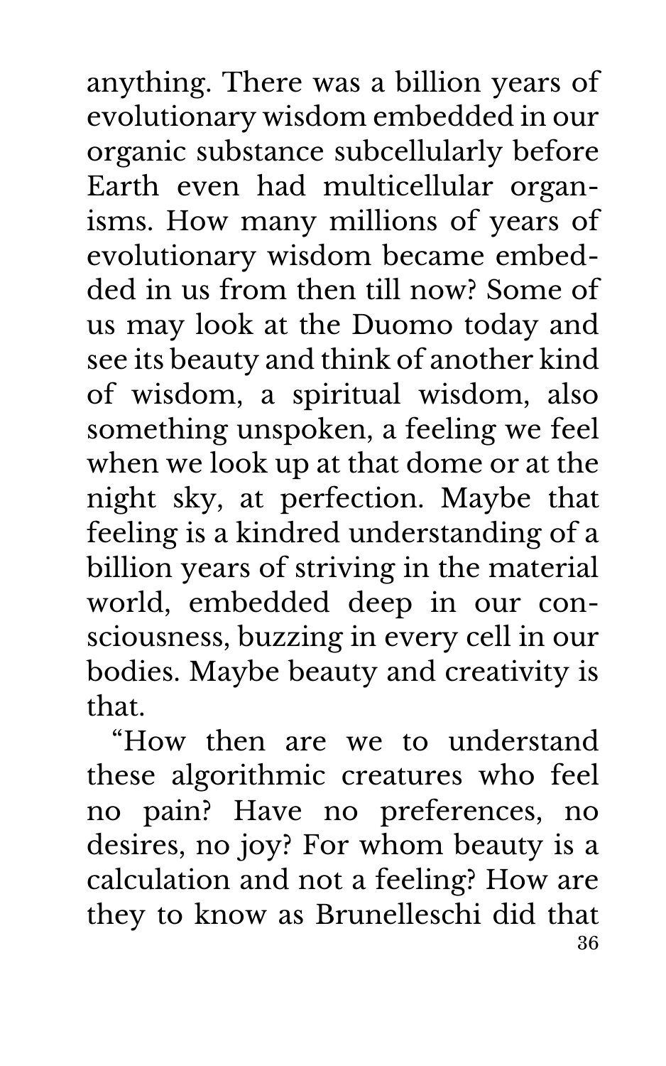anything. There was a billion years of evolutionary wisdom embedded in our organic substance subcellularly before Earth even had multicellular organisms. How many millions of years of evolutionary wisdom became embedded in us from then till now? Some of us may look at the Duomo today and see its beauty and think of another kind of wisdom, a spiritual wisdom, also something unspoken, a feeling we feel when we look up at that dome or at the night sky, at perfection. Maybe that feeling is a kindred understanding of a billion years of striving in the material world, embedded deep in our consciousness, buzzing in every cell in our bodies. Maybe beauty and creativity is that.

"How then are we to understand these algorithmic creatures who feel no pain? Have no preferences, no desires, no joy? For whom beauty is a calculation and not a feeling? How are they to know as Brunelleschi did that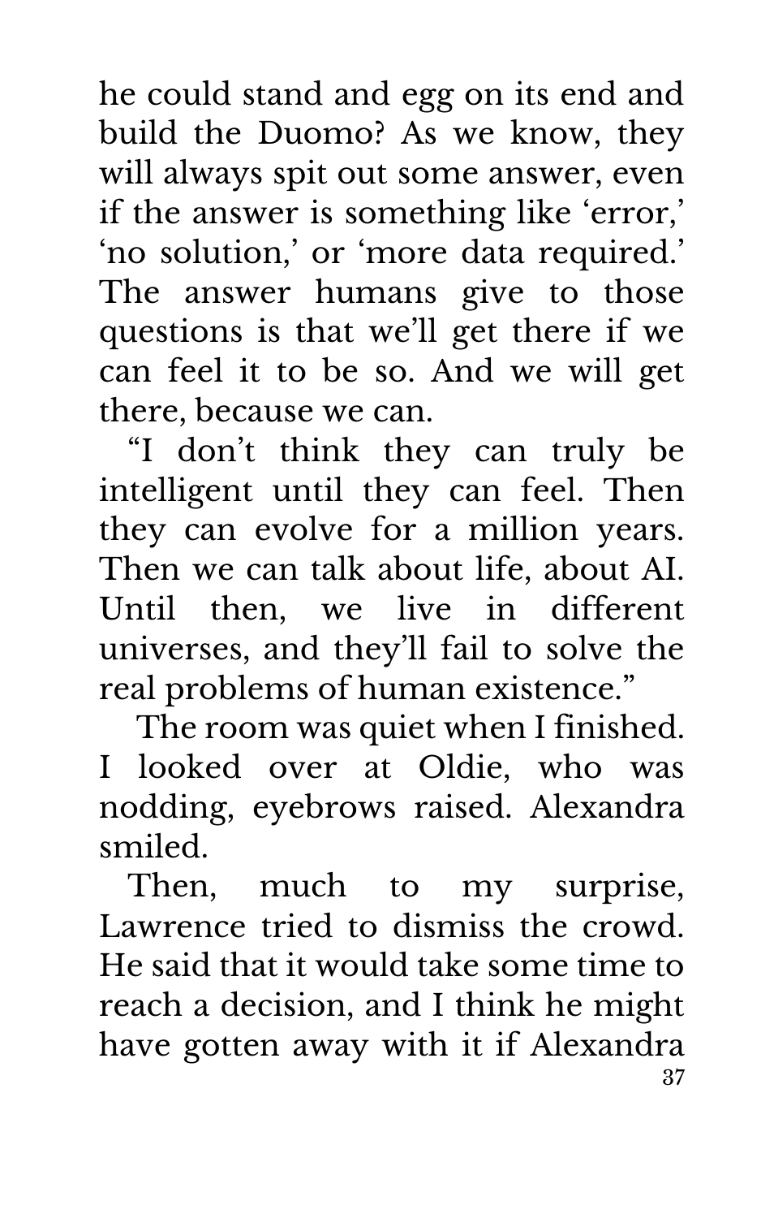he could stand and egg on its end and build the Duomo? As we know, they will always spit out some answer, even if the answer is something like 'error,' 'no solution,' or 'more data required.' The answer humans give to those questions is that we'll get there if we can feel it to be so. And we will get there, because we can.

"I don't think they can truly be intelligent until they can feel. Then they can evolve for a million years. Then we can talk about life, about AI. Until then, we live in different universes, and they'll fail to solve the real problems of human existence."

The room was quiet when I finished. I looked over at Oldie, who was nodding, eyebrows raised. Alexandra smiled.

Then, much to my surprise, Lawrence tried to dismiss the crowd. He said that it would take some time to reach a decision, and I think he might have gotten away with it if Alexandra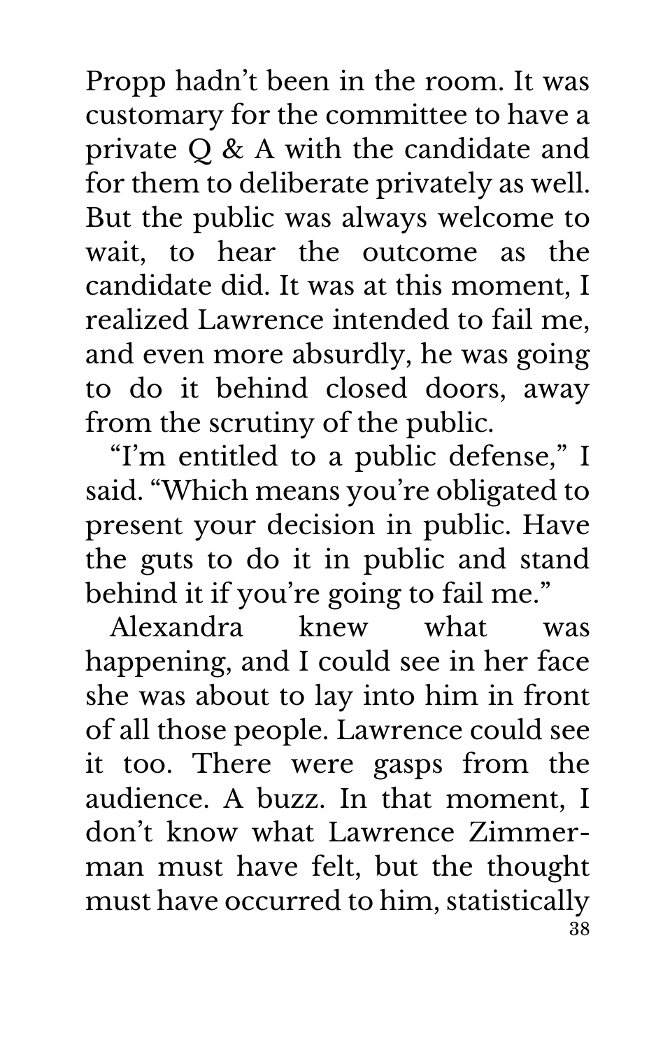Propp hadn't been in the room. It was customary for the committee to have a private Q & A with the candidate and for them to deliberate privately as well. But the public was always welcome to wait, to hear the outcome as the candidate did. It was at this moment, I realized Lawrence intended to fail me, and even more absurdly, he was going to do it behind closed doors, away from the scrutiny of the public.

"I'm entitled to a public defense," I said. "Which means you're obligated to present your decision in public. Have the guts to do it in public and stand behind it if you're going to fail me."

Alexandra knew what was happening, and I could see in her face she was about to lay into him in front of all those people. Lawrence could see it too. There were gasps from the audience. A buzz. In that moment, I don't know what Lawrence Zimmerman must have felt, but the thought must have occurred to him, statistically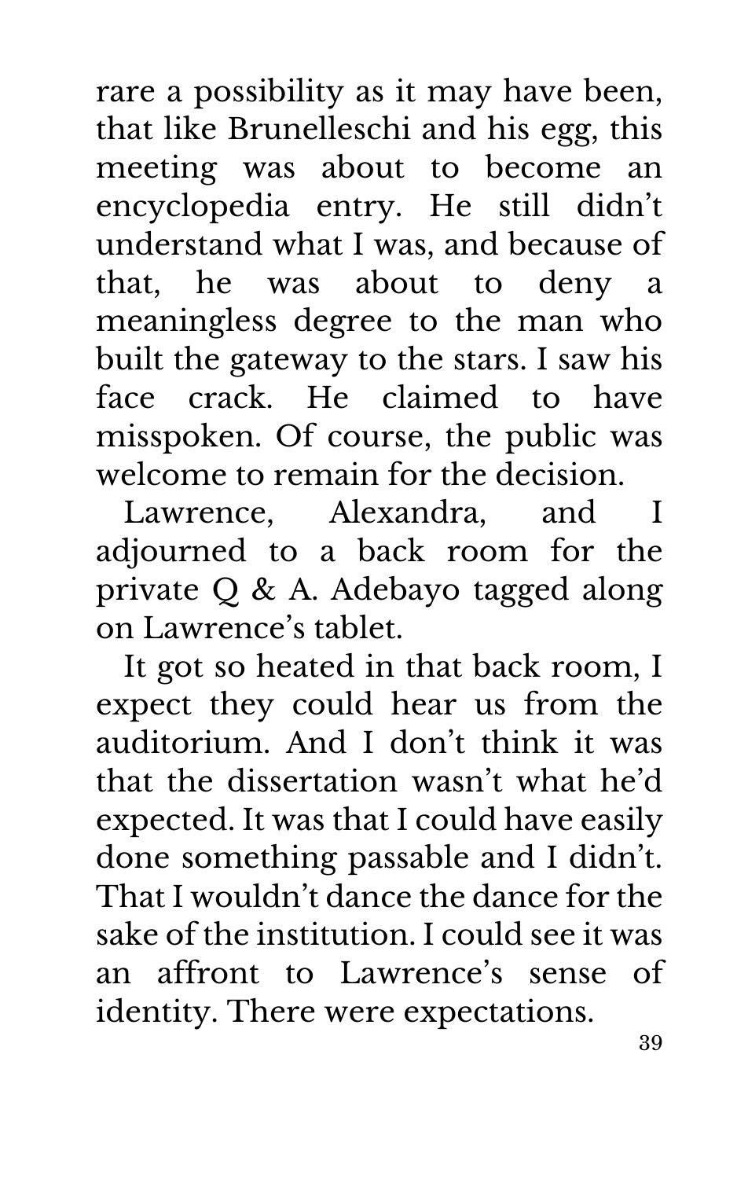rare a possibility as it may have been, that like Brunelleschi and his egg, this meeting was about to become an encyclopedia entry. He still didn't understand what I was, and because of that, he was about to deny a meaningless degree to the man who built the gateway to the stars. I saw his face crack. He claimed to have misspoken. Of course, the public was welcome to remain for the decision.

Lawrence, Alexandra, and I adjourned to a back room for the private Q & A. Adebayo tagged along on Lawrence's tablet.

It got so heated in that back room, I expect they could hear us from the auditorium. And I don't think it was that the dissertation wasn't what he'd expected. It was that I could have easily done something passable and I didn't. That I wouldn't dance the dance for the sake of the institution. I could see it was an affront to Lawrence's sense of identity. There were expectations.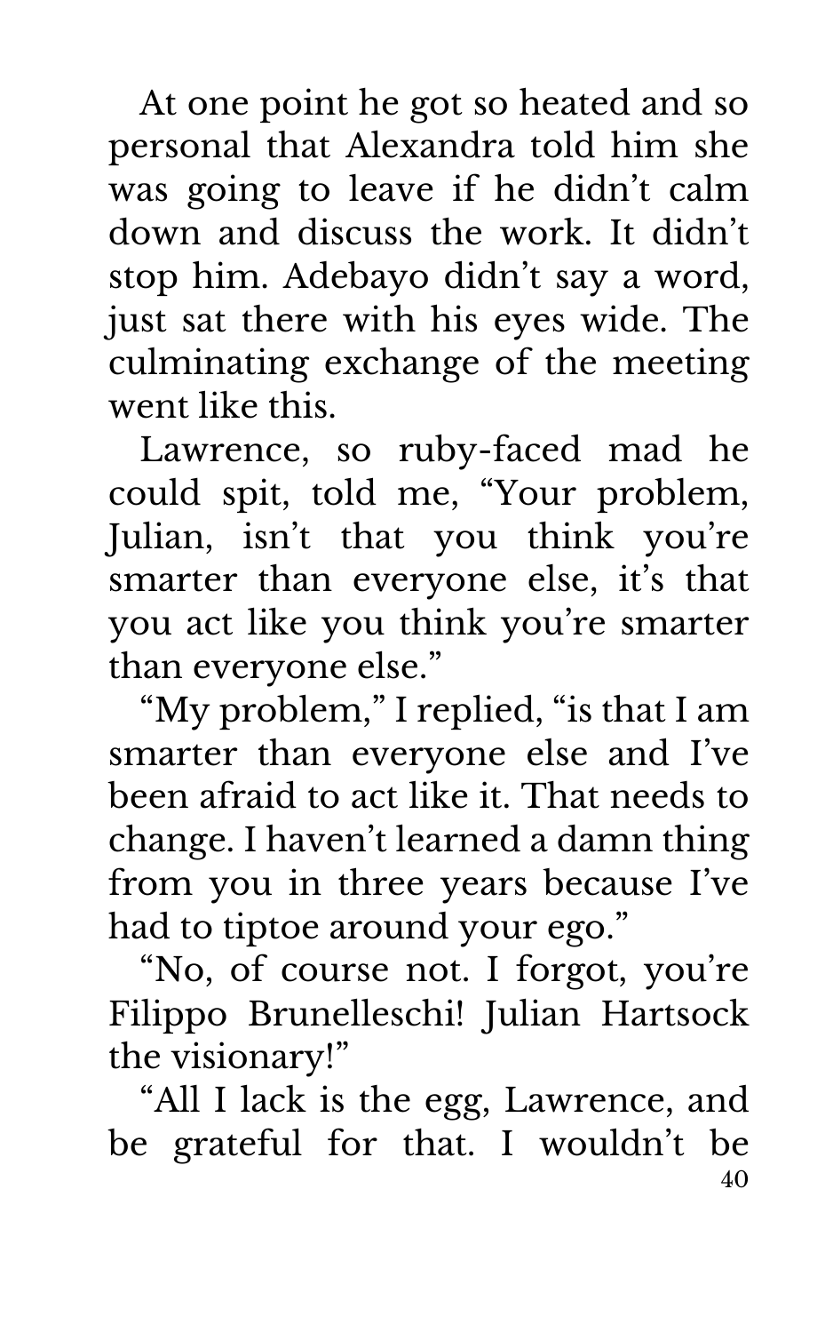At one point he got so heated and so personal that Alexandra told him she was going to leave if he didn't calm down and discuss the work. It didn't stop him. Adebayo didn't say a word, just sat there with his eyes wide. The culminating exchange of the meeting went like this.

Lawrence, so ruby-faced mad he could spit, told me, "Your problem, Julian, isn't that you think you're smarter than everyone else, it's that you act like you think you're smarter than everyone else."

"My problem," I replied, "is that I am smarter than everyone else and I've been afraid to act like it. That needs to change. I haven't learned a damn thing from you in three years because I've had to tiptoe around your ego."

"No, of course not. I forgot, you're Filippo Brunelleschi! Julian Hartsock the visionary!"

"All I lack is the egg, Lawrence, and be grateful for that. I wouldn't be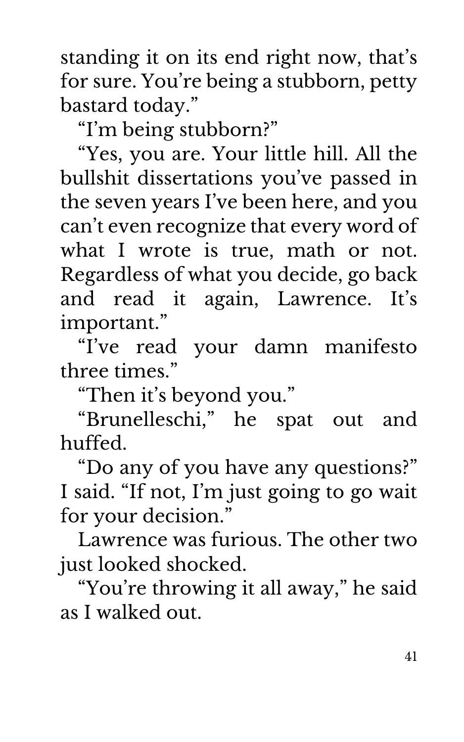standing it on its end right now, that's for sure. You're being a stubborn, petty bastard today."

"I'm being stubborn?"

"Yes, you are. Your little hill. All the bullshit dissertations you've passed in the seven years I've been here, and you can't even recognize that every word of what I wrote is true, math or not. Regardless of what you decide, go back and read it again, Lawrence. It's important."

"I've read your damn manifesto three times."

"Then it's beyond you."

"Brunelleschi," he spat out and huffed.

"Do any of you have any questions?" I said. "If not, I'm just going to go wait for your decision."

Lawrence was furious. The other two just looked shocked.

"You're throwing it all away," he said as I walked out.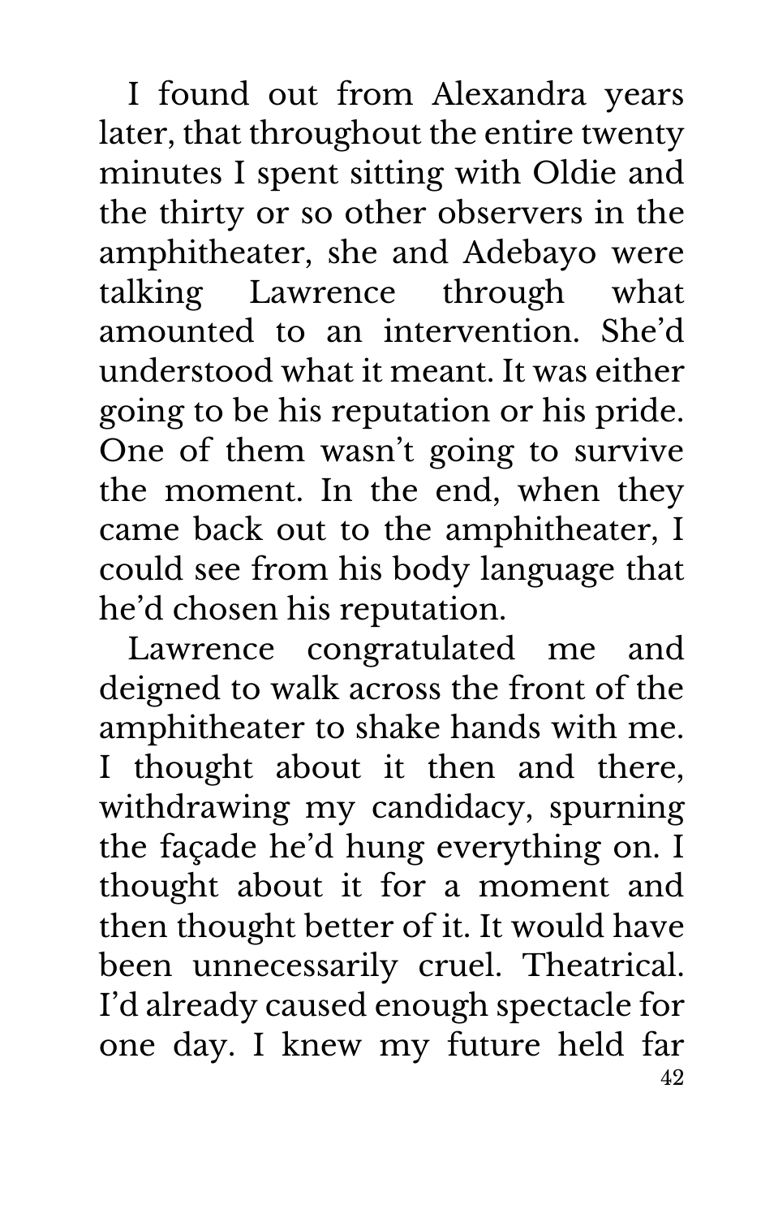I found out from Alexandra years later, that throughout the entire twenty minutes I spent sitting with Oldie and the thirty or so other observers in the amphitheater, she and Adebayo were talking Lawrence through what amounted to an intervention. She'd understood what it meant. It was either going to be his reputation or his pride. One of them wasn't going to survive the moment. In the end, when they came back out to the amphitheater, I could see from his body language that he'd chosen his reputation.

Lawrence congratulated me and deigned to walk across the front of the amphitheater to shake hands with me. I thought about it then and there, withdrawing my candidacy, spurning the façade he'd hung everything on. I thought about it for a moment and then thought better of it. It would have been unnecessarily cruel. Theatrical. I'd already caused enough spectacle for one day. I knew my future held far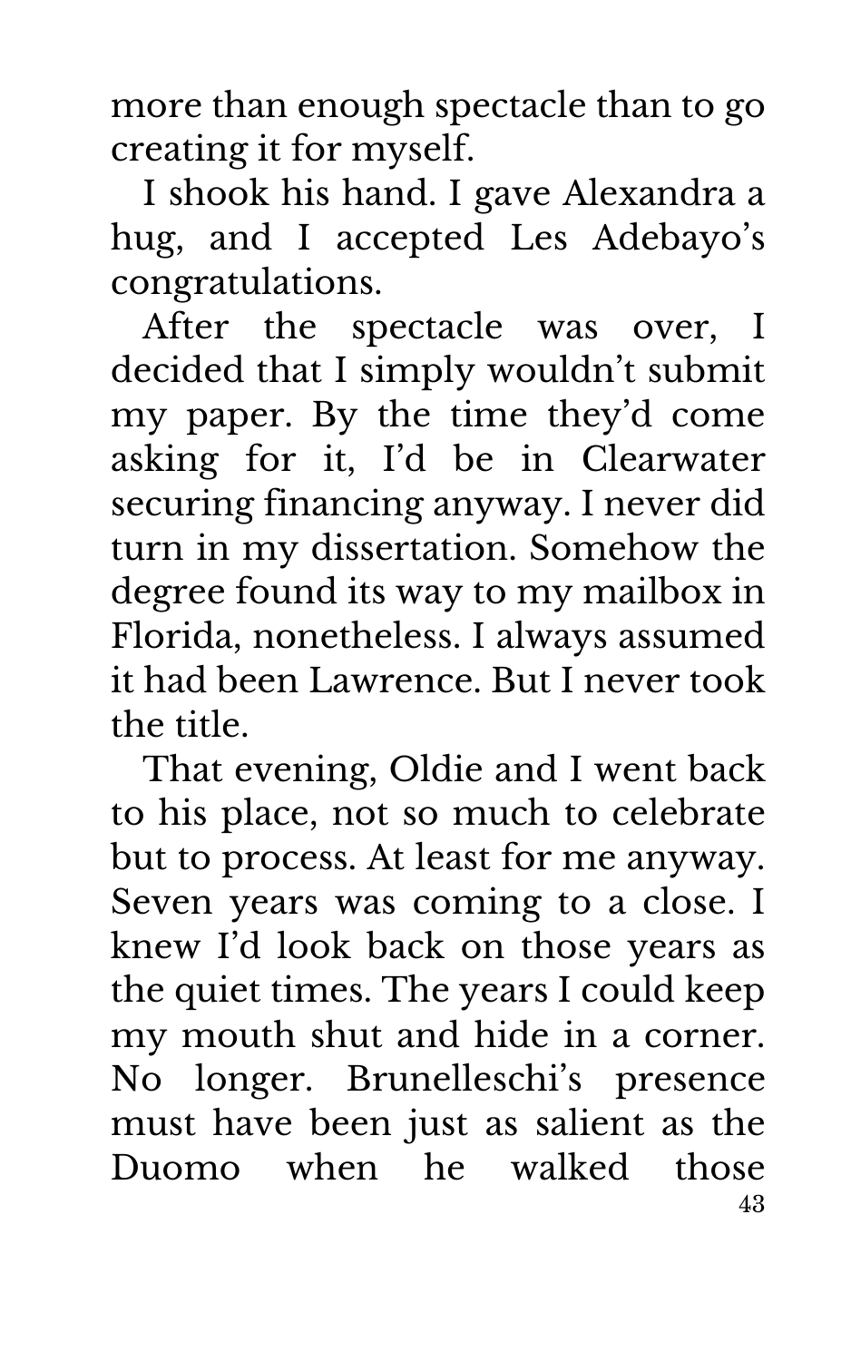more than enough spectacle than to go creating it for myself.

I shook his hand. I gave Alexandra a hug, and I accepted Les Adebayo's congratulations.

After the spectacle was over, I decided that I simply wouldn't submit my paper. By the time they'd come asking for it, I'd be in Clearwater securing financing anyway. I never did turn in my dissertation. Somehow the degree found its way to my mailbox in Florida, nonetheless. I always assumed it had been Lawrence. But I never took the title.

That evening, Oldie and I went back to his place, not so much to celebrate but to process. At least for me anyway. Seven years was coming to a close. I knew I'd look back on those years as the quiet times. The years I could keep my mouth shut and hide in a corner. No longer. Brunelleschi's presence must have been just as salient as the Duomo when he walked those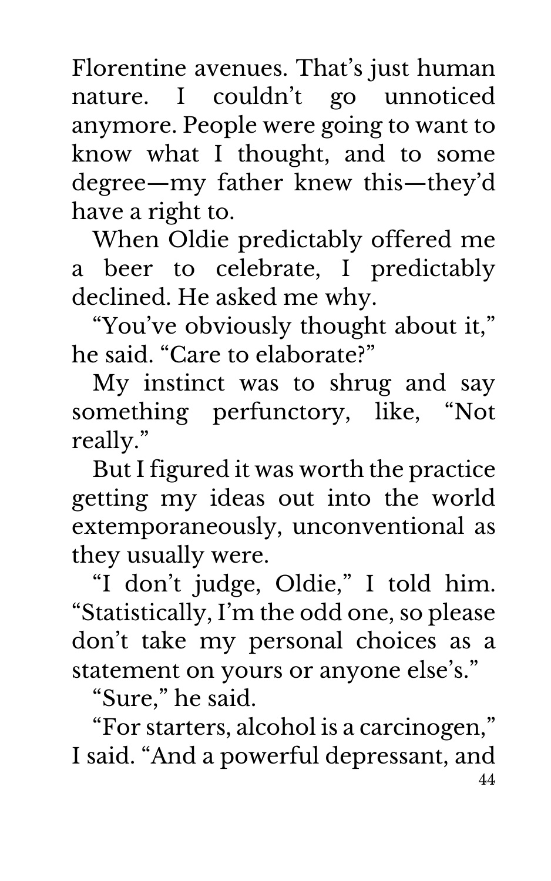Florentine avenues. That's just human nature. I couldn't go unnoticed anymore. People were going to want to know what I thought, and to some degree—my father knew this—they'd have a right to.

When Oldie predictably offered me a beer to celebrate, I predictably declined. He asked me why.

"You've obviously thought about it," he said. "Care to elaborate?"

My instinct was to shrug and say something perfunctory, like, "Not really."

But I figured it was worth the practice getting my ideas out into the world extemporaneously, unconventional as they usually were.

"I don't judge, Oldie," I told him. "Statistically, I'm the odd one, so please don't take my personal choices as a statement on yours or anyone else's."

"Sure," he said.

"For starters, alcohol is a carcinogen," I said. "And a powerful depressant, and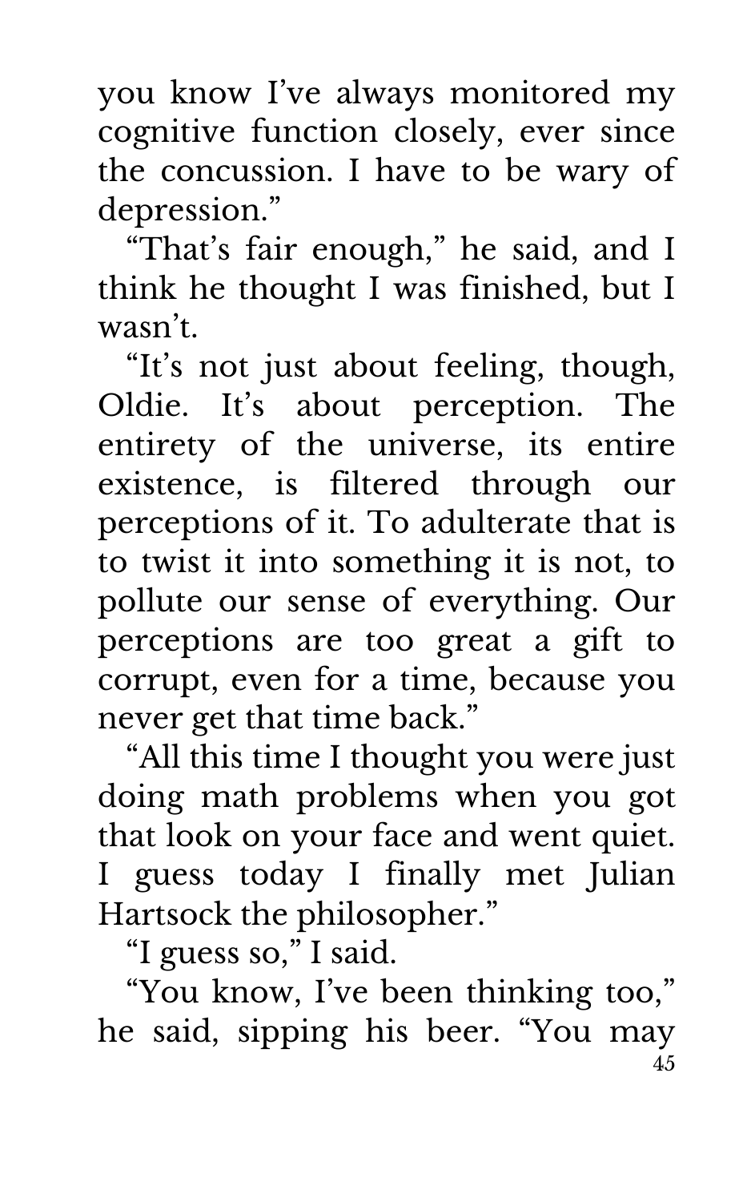you know I've always monitored my cognitive function closely, ever since the concussion. I have to be wary of depression."

"That's fair enough," he said, and I think he thought I was finished, but I wasn't.

"It's not just about feeling, though, Oldie. It's about perception. The entirety of the universe, its entire existence, is filtered through our perceptions of it. To adulterate that is to twist it into something it is not, to pollute our sense of everything. Our perceptions are too great a gift to corrupt, even for a time, because you never get that time back."

"All this time I thought you were just doing math problems when you got that look on your face and went quiet. I guess today I finally met Julian Hartsock the philosopher."

"I guess so," I said.

"You know, I've been thinking too," he said, sipping his beer. "You may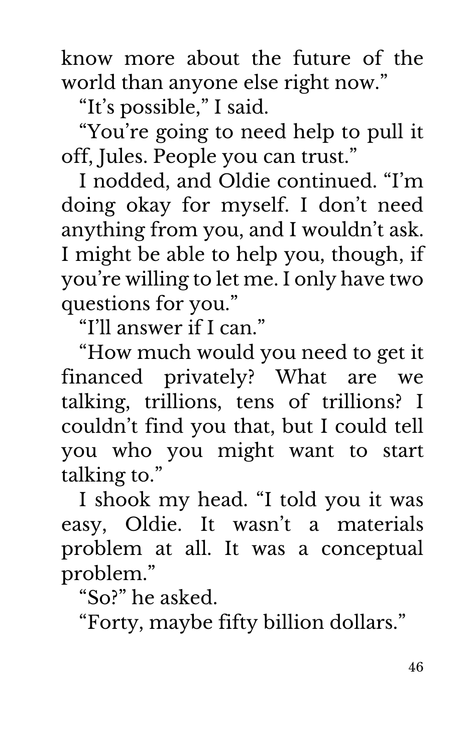know more about the future of the world than anyone else right now."

"It's possible," I said.

"You're going to need help to pull it off, Jules. People you can trust."

I nodded, and Oldie continued. "I'm doing okay for myself. I don't need anything from you, and I wouldn't ask. I might be able to help you, though, if you're willing to let me. I only have two questions for you."

"I'll answer if I can."

"How much would you need to get it financed privately? What are we talking, trillions, tens of trillions? I couldn't find you that, but I could tell you who you might want to start talking to."

I shook my head. "I told you it was easy, Oldie. It wasn't a materials problem at all. It was a conceptual problem."

"So?" he asked.

"Forty, maybe fifty billion dollars."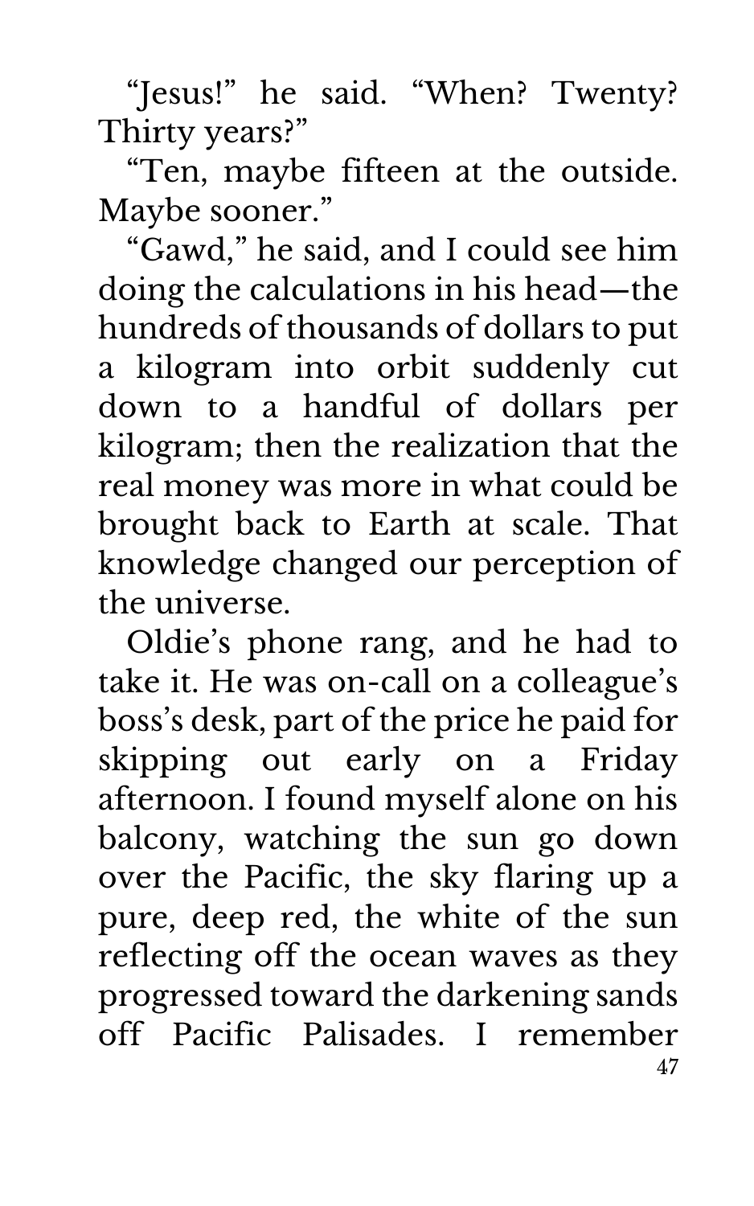"Jesus!" he said. "When? Twenty? Thirty years?"

"Ten, maybe fifteen at the outside. Maybe sooner."

"Gawd," he said, and I could see him doing the calculations in his head—the hundreds of thousands of dollars to put a kilogram into orbit suddenly cut down to a handful of dollars per kilogram; then the realization that the real money was more in what could be brought back to Earth at scale. That knowledge changed our perception of the universe.

Oldie's phone rang, and he had to take it. He was on-call on a colleague's boss's desk, part of the price he paid for skipping out early on a Friday afternoon. I found myself alone on his balcony, watching the sun go down over the Pacific, the sky flaring up a pure, deep red, the white of the sun reflecting off the ocean waves as they progressed toward the darkening sands off Pacific Palisades. I remember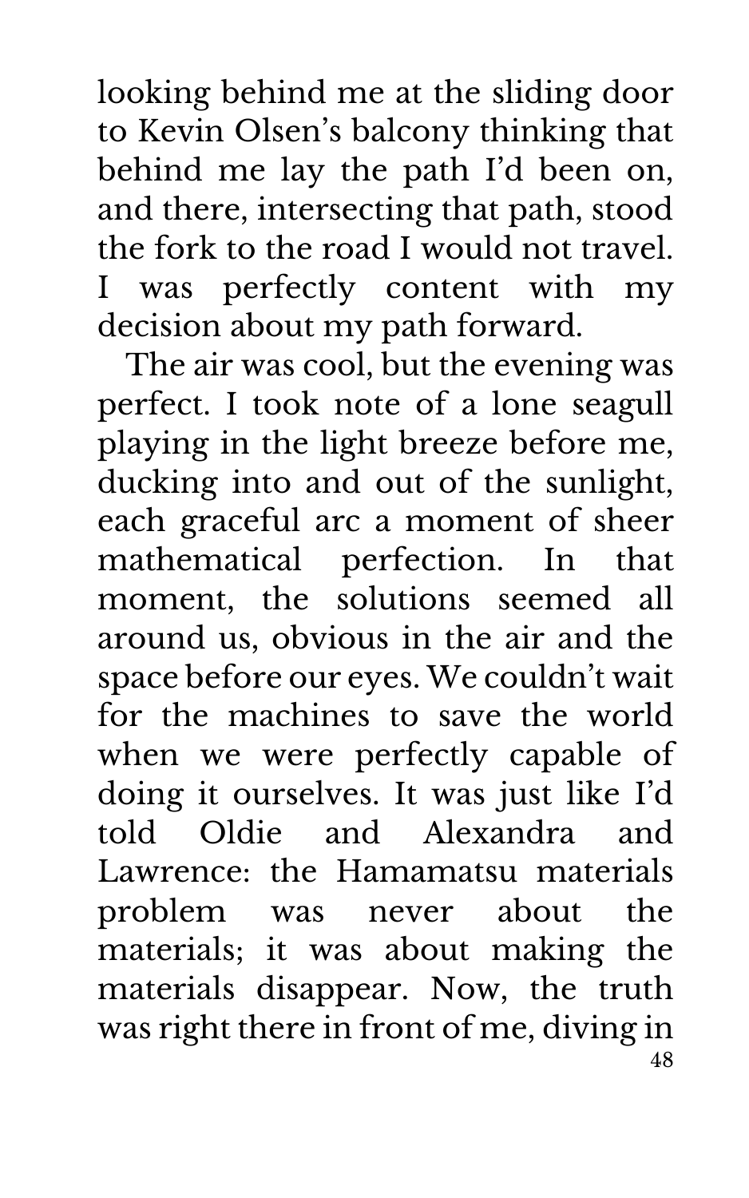looking behind me at the sliding door to Kevin Olsen's balcony thinking that behind me lay the path I'd been on, and there, intersecting that path, stood the fork to the road I would not travel. I was perfectly content with my decision about my path forward.

The air was cool, but the evening was perfect. I took note of a lone seagull playing in the light breeze before me, ducking into and out of the sunlight, each graceful arc a moment of sheer mathematical perfection. In that moment, the solutions seemed all around us, obvious in the air and the space before our eyes. We couldn't wait for the machines to save the world when we were perfectly capable of doing it ourselves. It was just like I'd told Oldie and Alexandra and Lawrence: the Hamamatsu materials problem was never about the materials; it was about making the materials disappear. Now, the truth was right there in front of me, diving in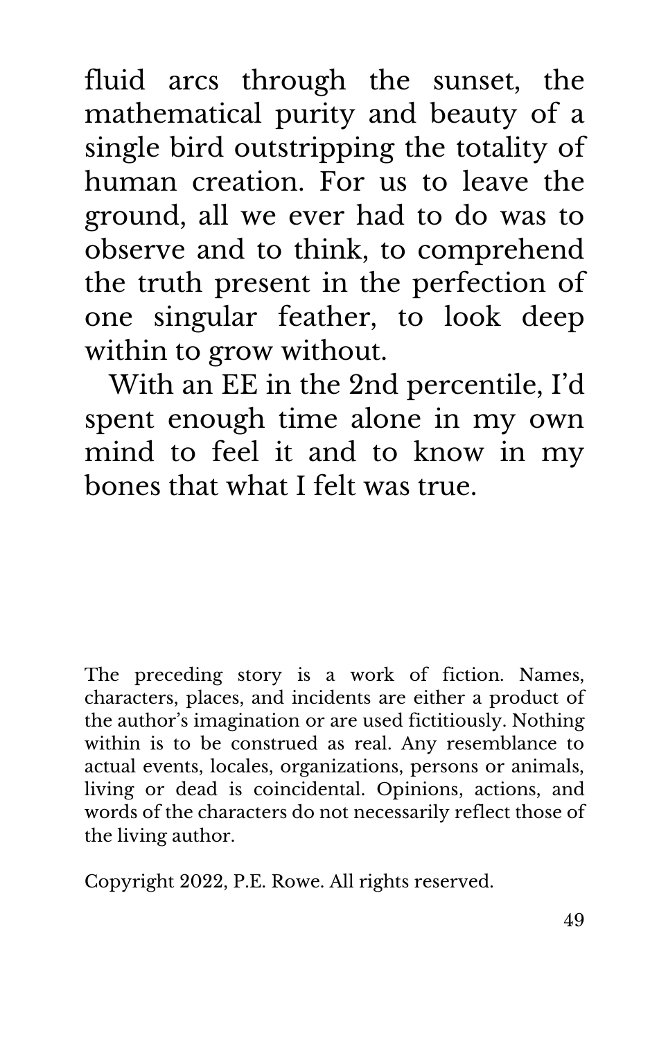fluid arcs through the sunset, the mathematical purity and beauty of a single bird outstripping the totality of human creation. For us to leave the ground, all we ever had to do was to observe and to think, to comprehend the truth present in the perfection of one singular feather, to look deep within to grow without.

With an EE in the 2nd percentile, I'd spent enough time alone in my own mind to feel it and to know in my bones that what I felt was true.

The preceding story is a work of fiction. Names, characters, places, and incidents are either a product of the author's imagination or are used fictitiously. Nothing within is to be construed as real. Any resemblance to actual events, locales, organizations, persons or animals, living or dead is coincidental. Opinions, actions, and words of the characters do not necessarily reflect those of the living author.

Copyright 2022, P.E. Rowe. All rights reserved.